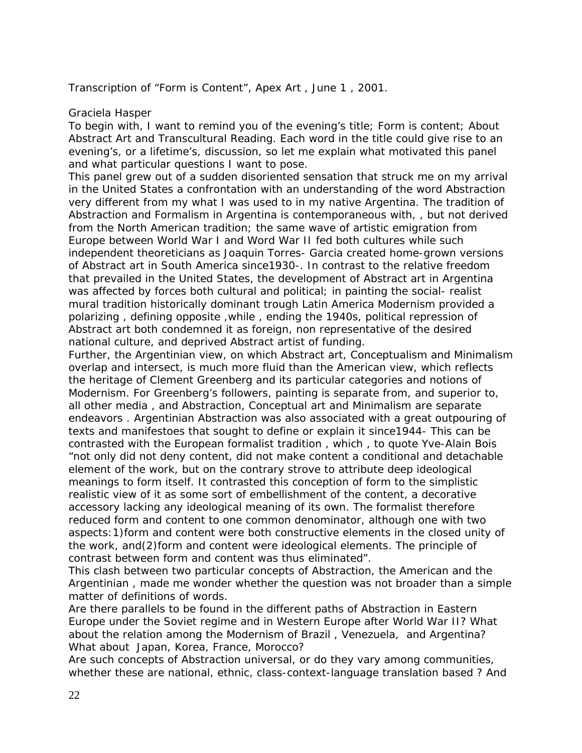Transcription of "Form is Content", Apex Art , June 1 , 2001.

Graciela Hasper

To begin with, I want to remind you of the evening's title; Form is content; About Abstract Art and Transcultural Reading. Each word in the title could give rise to an evening's, or a lifetime's, discussion, so let me explain what motivated this panel and what particular questions I want to pose.

This panel grew out of a sudden disoriented sensation that struck me on my arrival in the United States a confrontation with an understanding of the word Abstraction very different from my what I was used to in my native Argentina. The tradition of Abstraction and Formalism in Argentina is contemporaneous with, , but not derived from the North American tradition; the same wave of artistic emigration from Europe between World War I and Word War II fed both cultures while such independent theoreticians as Joaquin Torres- Garcia created home-grown versions of Abstract art in South America since1930-. In contrast to the relative freedom that prevailed in the United States, the development of Abstract art in Argentina was affected by forces both cultural and political; in painting the social- realist mural tradition historically dominant trough Latin America Modernism provided a polarizing , defining opposite ,while , ending the 1940s, political repression of Abstract art both condemned it as foreign, non representative of the desired national culture, and deprived Abstract artist of funding.

Further, the Argentinian view, on which Abstract art, Conceptualism and Minimalism overlap and intersect, is much more fluid than the American view, which reflects the heritage of Clement Greenberg and its particular categories and notions of Modernism. For Greenberg's followers, painting is separate from, and superior to, all other media , and Abstraction, Conceptual art and Minimalism are separate endeavors . Argentinian Abstraction was also associated with a great outpouring of texts and manifestoes that sought to define or explain it since1944- This can be contrasted with the European formalist tradition , which , to quote Yve-Alain Bois "not only did not deny content, did not make content a conditional and detachable element of the work, but on the contrary strove to attribute deep ideological meanings to form itself. It contrasted this conception of form to the simplistic realistic view of it as some sort of embellishment of the content, a decorative accessory lacking any ideological meaning of its own. The formalist therefore reduced form and content to one common denominator, although one with two aspects:1)form and content were both constructive elements in the closed unity of the work, and(2)form and content were ideological elements. The principle of contrast between form and content was thus eliminated".

This clash between two particular concepts of Abstraction, the American and the Argentinian , made me wonder whether the question was not broader than a simple matter of definitions of words.

Are there parallels to be found in the different paths of Abstraction in Eastern Europe under the Soviet regime and in Western Europe after World War II? What about the relation among the Modernism of Brazil , Venezuela, and Argentina? What about Japan, Korea, France, Morocco?

Are such concepts of Abstraction universal, or do they vary among communities, whether these are national, ethnic, class-context-language translation based ? And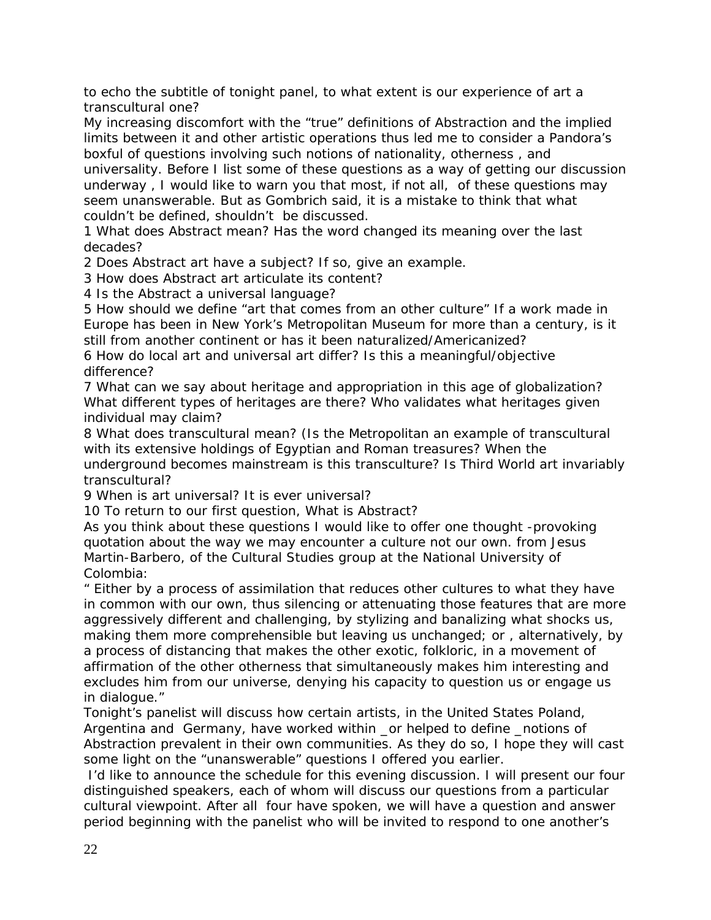to echo the subtitle of tonight panel, to what extent is our experience of art a transcultural one?

My increasing discomfort with the "true" definitions of Abstraction and the implied limits between it and other artistic operations thus led me to consider a Pandora's boxful of questions involving such notions of nationality, otherness , and universality. Before I list some of these questions as a way of getting our discussion underway , I would like to warn you that most, if not all, of these questions may seem unanswerable. But as Gombrich said, it is a mistake to think that what couldn't be defined, shouldn't be discussed.

1 What does Abstract mean? Has the word changed its meaning over the last decades?

2 Does Abstract art have a subject? If so, give an example.

3 How does Abstract art articulate its content?

4 Is the Abstract a universal language?

5 How should we define "art that comes from an other culture" If a work made in Europe has been in New York's Metropolitan Museum for more than a century, is it still from another continent or has it been naturalized/Americanized?

6 How do local art and universal art differ? Is this a meaningful/objective difference?

7 What can we say about heritage and appropriation in this age of globalization? What different types of heritages are there? Who validates what heritages given individual may claim?

8 What does transcultural mean? (Is the Metropolitan an example of transcultural with its extensive holdings of Egyptian and Roman treasures? When the underground becomes mainstream is this transculture? Is Third World art invariably transcultural?

9 When is art universal? It is ever universal?

10 To return to our first question, What is Abstract?

As you think about these questions I would like to offer one thought -provoking quotation about the way we may encounter a culture not our own. from Jesus Martin-Barbero, of the Cultural Studies group at the National University of Colombia:

" Either by a process of assimilation that reduces other cultures to what they have in common with our own, thus silencing or attenuating those features that are more aggressively different and challenging, by stylizing and banalizing what shocks us, making them more comprehensible but leaving us unchanged; or , alternatively, by a process of distancing that makes the other exotic, folkloric, in a movement of affirmation of the other otherness that simultaneously makes him interesting and excludes him from our universe, denying his capacity to question us or engage us in dialogue."

Tonight's panelist will discuss how certain artists, in the United States Poland, Argentina and Germany, have worked within _or helped to define _notions of Abstraction prevalent in their own communities. As they do so, I hope they will cast some light on the "unanswerable" questions I offered you earlier.

I'd like to announce the schedule for this evening discussion. I will present our four distinguished speakers, each of whom will discuss our questions from a particular cultural viewpoint. After all four have spoken, we will have a question and answer period beginning with the panelist who will be invited to respond to one another's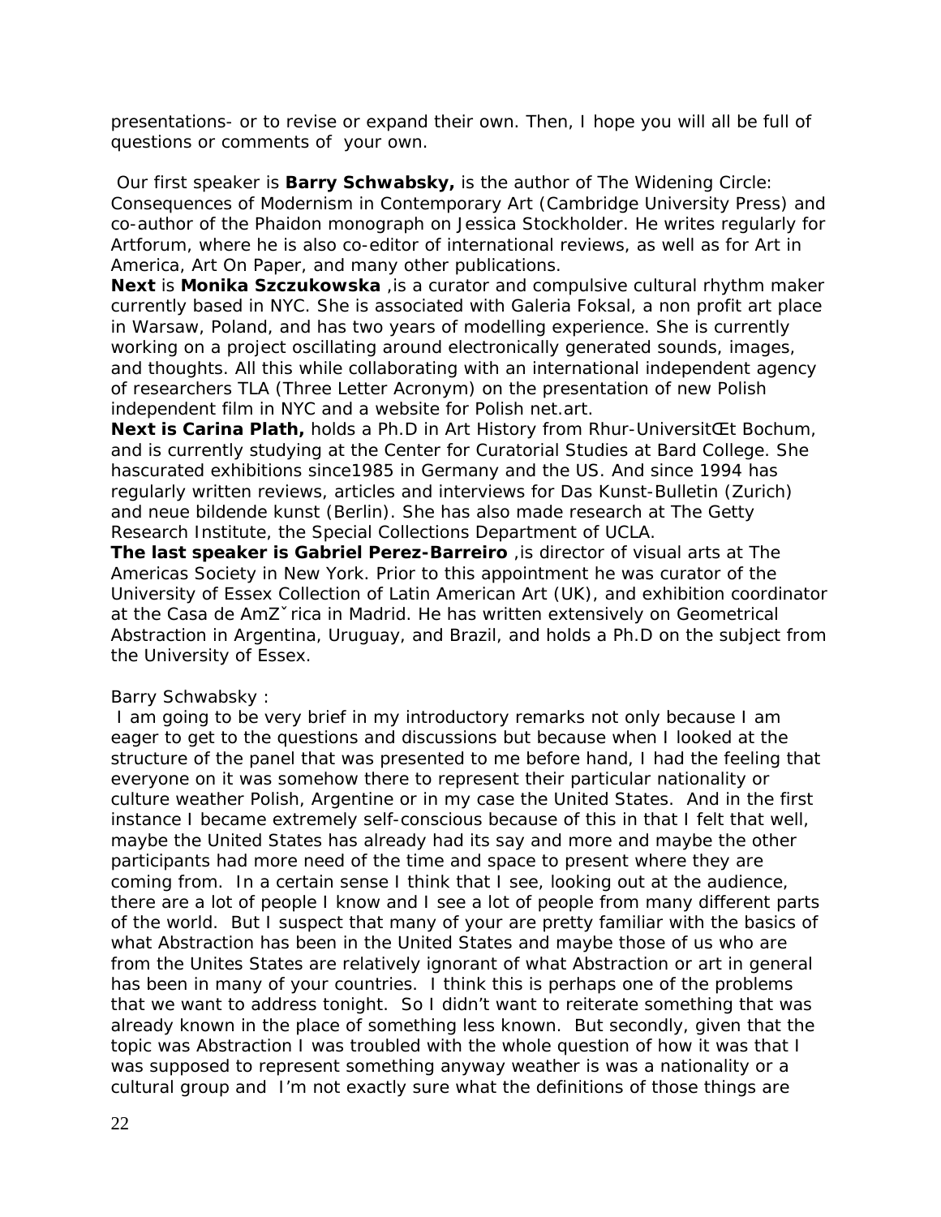presentations- or to revise or expand their own. Then, I hope you will all be full of questions or comments of your own.

Our first speaker is **Barry Schwabsky,** is the author of The Widening Circle: Consequences of Modernism in Contemporary Art (Cambridge University Press) and co-author of the Phaidon monograph on Jessica Stockholder. He writes regularly for Artforum, where he is also co-editor of international reviews, as well as for Art in America, Art On Paper, and many other publications.

**Next** is **Monika Szczukowska** ,is a curator and compulsive cultural rhythm maker currently based in NYC. She is associated with Galeria Foksal, a non profit art place in Warsaw, Poland, and has two years of modelling experience. She is currently working on a project oscillating around electronically generated sounds, images, and thoughts. All this while collaborating with an international independent agency of researchers TLA (Three Letter Acronym) on the presentation of new Polish independent film in NYC and a website for Polish net.art.

**Next is Carina Plath,** holds a Ph.D in Art History from Rhur-UniversitŒt Bochum, and is currently studying at the Center for Curatorial Studies at Bard College. She hascurated exhibitions since1985 in Germany and the US. And since 1994 has regularly written reviews, articles and interviews for Das Kunst-Bulletin (Zurich) and neue bildende kunst (Berlin). She has also made research at The Getty Research Institute, the Special Collections Department of UCLA.

**The last speaker is Gabriel Perez-Barreiro** ,is director of visual arts at The Americas Society in New York. Prior to this appointment he was curator of the University of Essex Collection of Latin American Art (UK), and exhibition coordinator at the Casa de AmZˇrica in Madrid. He has written extensively on Geometrical Abstraction in Argentina, Uruguay, and Brazil, and holds a Ph.D on the subject from the University of Essex.

Barry Schwabsky :

I am going to be very brief in my introductory remarks not only because I am eager to get to the questions and discussions but because when I looked at the structure of the panel that was presented to me before hand, I had the feeling that everyone on it was somehow there to represent their particular nationality or culture weather Polish, Argentine or in my case the United States. And in the first instance I became extremely self-conscious because of this in that I felt that well, maybe the United States has already had its say and more and maybe the other participants had more need of the time and space to present where they are coming from. In a certain sense I think that I see, looking out at the audience, there are a lot of people I know and I see a lot of people from many different parts of the world. But I suspect that many of your are pretty familiar with the basics of what Abstraction has been in the United States and maybe those of us who are from the Unites States are relatively ignorant of what Abstraction or art in general has been in many of your countries. I think this is perhaps one of the problems that we want to address tonight. So I didn't want to reiterate something that was already known in the place of something less known. But secondly, given that the topic was Abstraction I was troubled with the whole question of how it was that I was supposed to represent something anyway weather is was a nationality or a cultural group and I'm not exactly sure what the definitions of those things are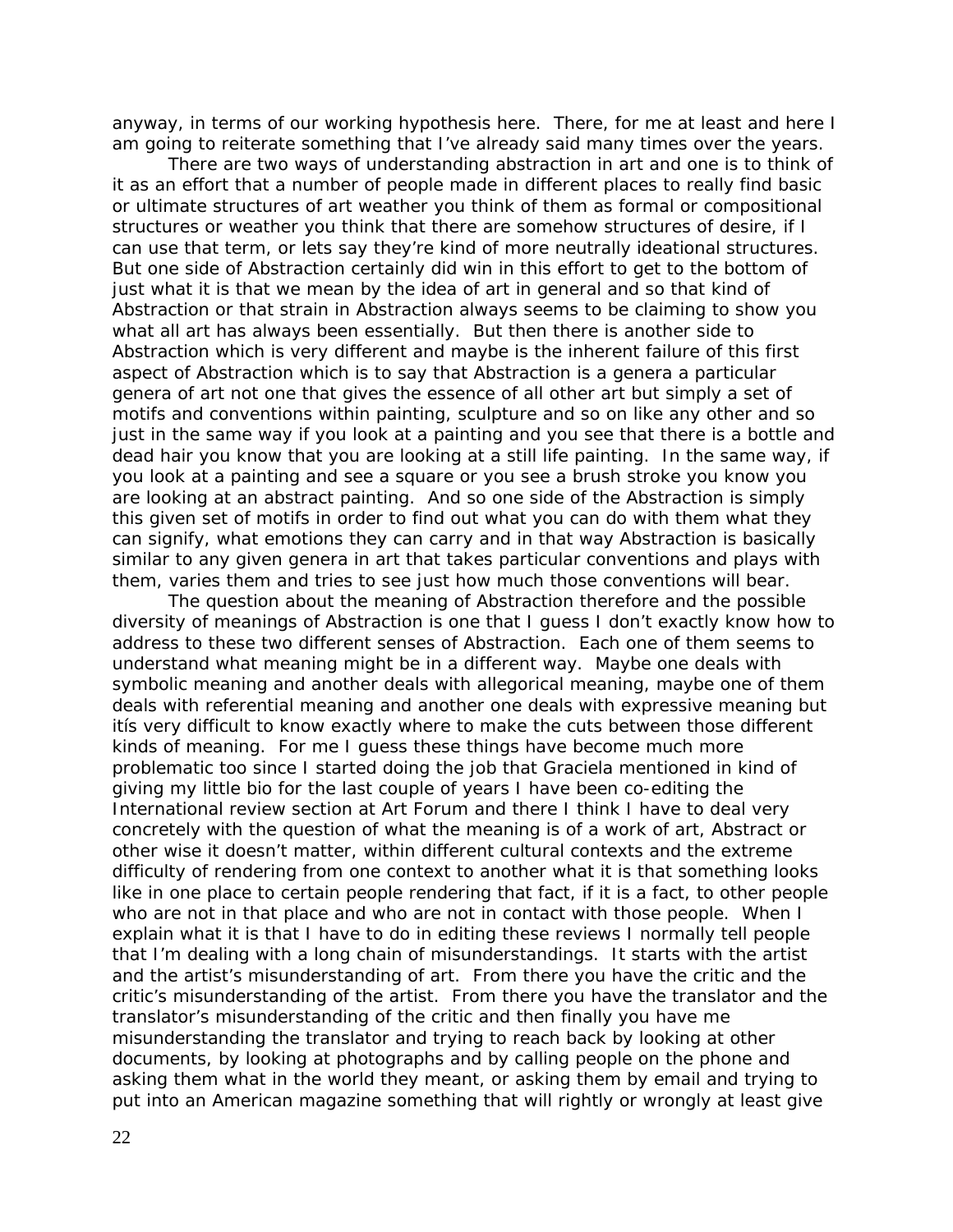anyway, in terms of our working hypothesis here. There, for me at least and here I am going to reiterate something that I've already said many times over the years.

There are two ways of understanding abstraction in art and one is to think of it as an effort that a number of people made in different places to really find basic or ultimate structures of art weather you think of them as formal or compositional structures or weather you think that there are somehow structures of desire, if I can use that term, or lets say they're kind of more neutrally ideational structures. But one side of Abstraction certainly did win in this effort to get to the bottom of just what it is that we mean by the idea of art in general and so that kind of Abstraction or that strain in Abstraction always seems to be claiming to show you what all art has always been essentially. But then there is another side to Abstraction which is very different and maybe is the inherent failure of this first aspect of Abstraction which is to say that Abstraction is a genera a particular genera of art not one that gives the essence of all other art but simply a set of motifs and conventions within painting, sculpture and so on like any other and so just in the same way if you look at a painting and you see that there is a bottle and dead hair you know that you are looking at a still life painting. In the same way, if you look at a painting and see a square or you see a brush stroke you know you are looking at an abstract painting. And so one side of the Abstraction is simply this given set of motifs in order to find out what you can do with them what they can signify, what emotions they can carry and in that way Abstraction is basically similar to any given genera in art that takes particular conventions and plays with them, varies them and tries to see just how much those conventions will bear.

The question about the meaning of Abstraction therefore and the possible diversity of meanings of Abstraction is one that I guess I don't exactly know how to address to these two different senses of Abstraction. Each one of them seems to understand what meaning might be in a different way. Maybe one deals with symbolic meaning and another deals with allegorical meaning, maybe one of them deals with referential meaning and another one deals with expressive meaning but itís very difficult to know exactly where to make the cuts between those different kinds of meaning. For me I guess these things have become much more problematic too since I started doing the job that Graciela mentioned in kind of giving my little bio for the last couple of years I have been co-editing the International review section at Art Forum and there I think I have to deal very concretely with the question of what the meaning is of a work of art, Abstract or other wise it doesn't matter, within different cultural contexts and the extreme difficulty of rendering from one context to another what it is that something looks like in one place to certain people rendering that fact, if it is a fact, to other people who are not in that place and who are not in contact with those people. When I explain what it is that I have to do in editing these reviews I normally tell people that I'm dealing with a long chain of misunderstandings. It starts with the artist and the artist's misunderstanding of art. From there you have the critic and the critic's misunderstanding of the artist. From there you have the translator and the translator's misunderstanding of the critic and then finally you have me misunderstanding the translator and trying to reach back by looking at other documents, by looking at photographs and by calling people on the phone and asking them what in the world they meant, or asking them by email and trying to put into an American magazine something that will rightly or wrongly at least give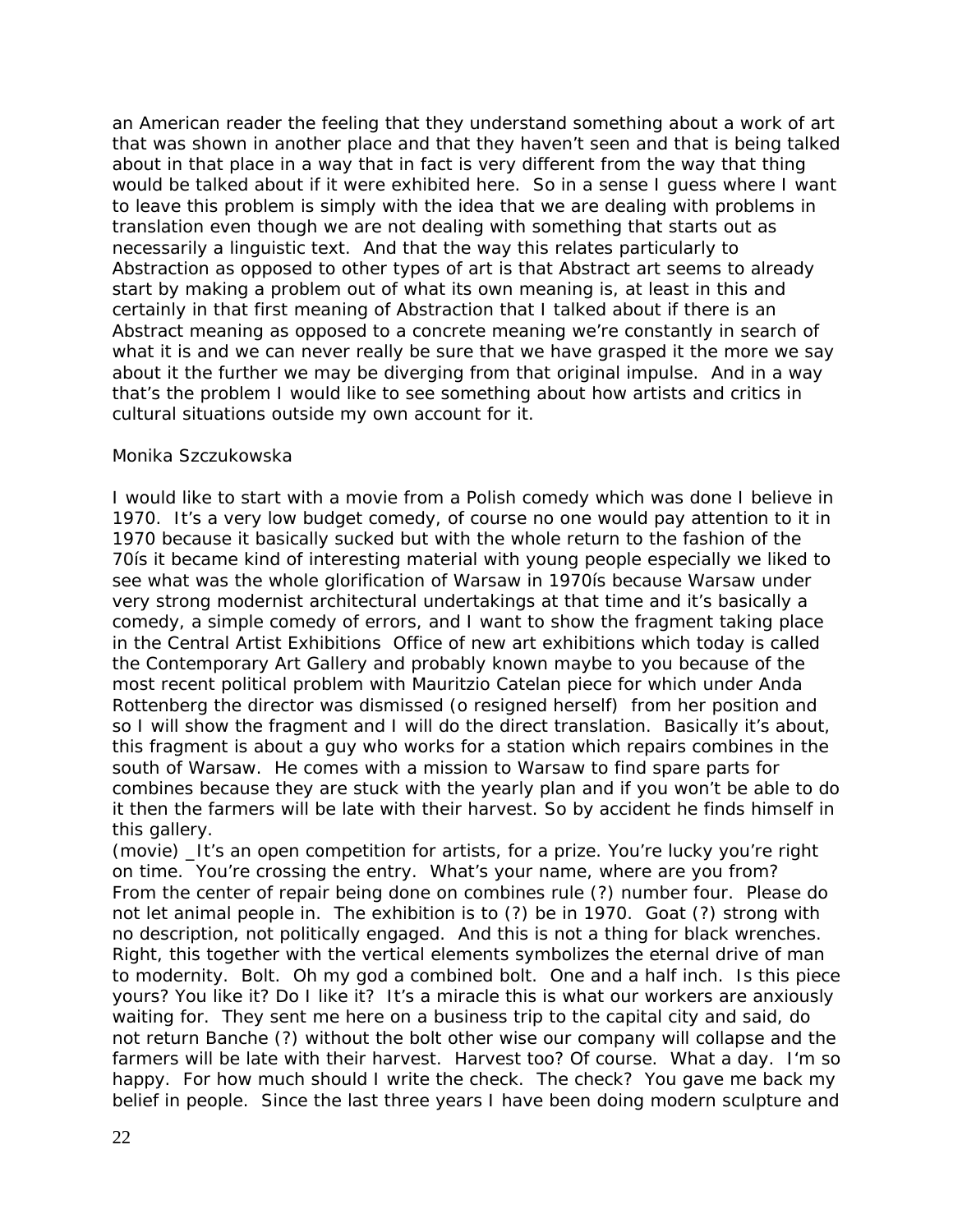an American reader the feeling that they understand something about a work of art that was shown in another place and that they haven't seen and that is being talked about in that place in a way that in fact is very different from the way that thing would be talked about if it were exhibited here. So in a sense I guess where I want to leave this problem is simply with the idea that we are dealing with problems in translation even though we are not dealing with something that starts out as necessarily a linguistic text. And that the way this relates particularly to Abstraction as opposed to other types of art is that Abstract art seems to already start by making a problem out of what its own meaning is, at least in this and certainly in that first meaning of Abstraction that I talked about if there is an Abstract meaning as opposed to a concrete meaning we're constantly in search of what it is and we can never really be sure that we have grasped it the more we say about it the further we may be diverging from that original impulse. And in a way that's the problem I would like to see something about how artists and critics in cultural situations outside my own account for it.

Monika Szczukowska

I would like to start with a movie from a Polish comedy which was done I believe in 1970. It's a very low budget comedy, of course no one would pay attention to it in 1970 because it basically sucked but with the whole return to the fashion of the 70ís it became kind of interesting material with young people especially we liked to see what was the whole glorification of Warsaw in 1970ís because Warsaw under very strong modernist architectural undertakings at that time and it's basically a comedy, a simple comedy of errors, and I want to show the fragment taking place in the Central Artist Exhibitions Office of new art exhibitions which today is called the Contemporary Art Gallery and probably known maybe to you because of the most recent political problem with Mauritzio Catelan piece for which under Anda Rottenberg the director was dismissed (o resigned herself) from her position and so I will show the fragment and I will do the direct translation. Basically it's about, this fragment is about a guy who works for a station which repairs combines in the south of Warsaw. He comes with a mission to Warsaw to find spare parts for combines because they are stuck with the yearly plan and if you won't be able to do it then the farmers will be late with their harvest. So by accident he finds himself in this gallery.

(movie) _It's an open competition for artists, for a prize. You're lucky you're right on time. You're crossing the entry. What's your name, where are you from? From the center of repair being done on combines rule (?) number four. Please do not let animal people in. The exhibition is to (?) be in 1970. Goat (?) strong with no description, not politically engaged. And this is not a thing for black wrenches. Right, this together with the vertical elements symbolizes the eternal drive of man to modernity. Bolt. Oh my god a combined bolt. One and a half inch. Is this piece yours? You like it? Do I like it? It's a miracle this is what our workers are anxiously waiting for. They sent me here on a business trip to the capital city and said, do not return Banche (?) without the bolt other wise our company will collapse and the farmers will be late with their harvest. Harvest too? Of course. What a day. I'm so happy. For how much should I write the check. The check? You gave me back my belief in people. Since the last three years I have been doing modern sculpture and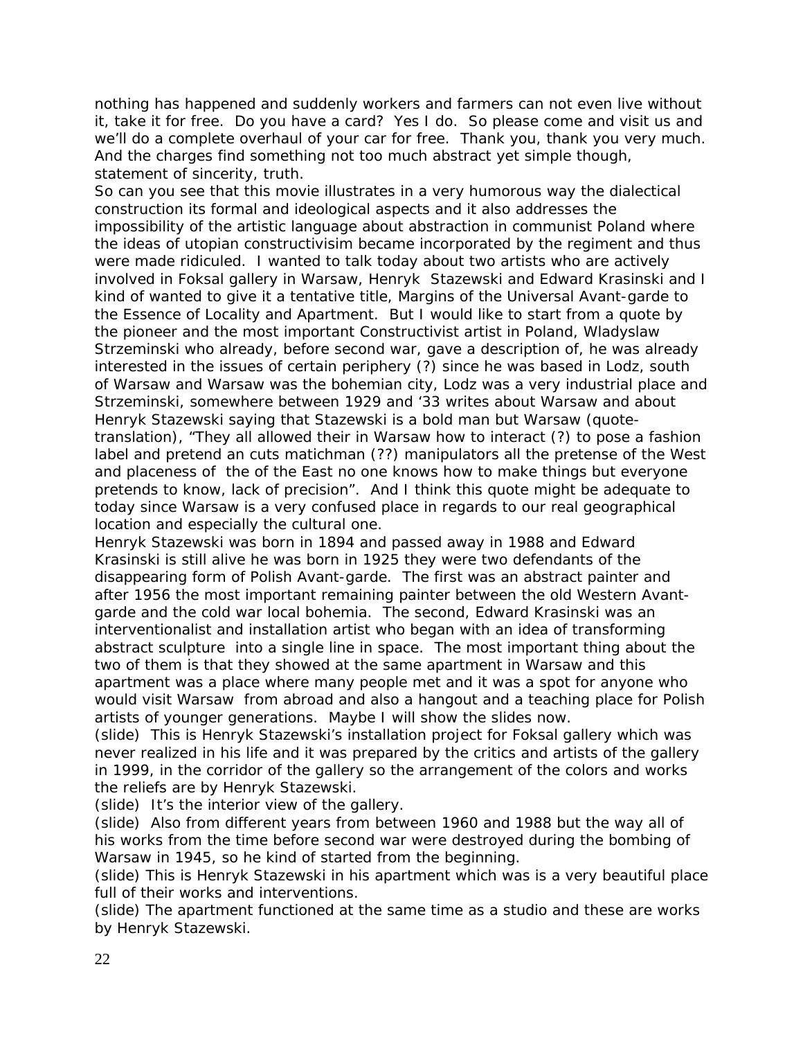nothing has happened and suddenly workers and farmers can not even live without it, take it for free. Do you have a card? Yes I do. So please come and visit us and we'll do a complete overhaul of your car for free. Thank you, thank you very much. And the charges find something not too much abstract yet simple though, statement of sincerity, truth.

So can you see that this movie illustrates in a very humorous way the dialectical construction its formal and ideological aspects and it also addresses the impossibility of the artistic language about abstraction in communist Poland where the ideas of utopian constructivisim became incorporated by the regiment and thus were made ridiculed. I wanted to talk today about two artists who are actively involved in Foksal gallery in Warsaw, Henryk Stazewski and Edward Krasinski and I kind of wanted to give it a tentative title, Margins of the Universal Avant-garde to the Essence of Locality and Apartment. But I would like to start from a quote by the pioneer and the most important Constructivist artist in Poland, Wladyslaw Strzeminski who already, before second war, gave a description of, he was already interested in the issues of certain periphery (?) since he was based in Lodz, south of Warsaw and Warsaw was the bohemian city, Lodz was a very industrial place and Strzeminski, somewhere between 1929 and '33 writes about Warsaw and about Henryk Stazewski saying that Stazewski is a bold man but Warsaw (quote-translation), "They all allowed their in Warsaw how to interact (?) to pose a fashion label and pretend an cuts matichman (??) manipulators all the pretense of the West and placeness of the of the East no one knows how to make things but everyone pretends to know, lack of precision". And I think this quote might be adequate to today since Warsaw is a very confused place in regards to our real geographical location and especially the cultural one.

Henryk Stazewski was born in 1894 and passed away in 1988 and Edward Krasinski is still alive he was born in 1925 they were two defendants of the disappearing form of Polish Avant-garde. The first was an abstract painter and after 1956 the most important remaining painter between the old Western Avant-garde and the cold war local bohemia. The second, Edward Krasinski was an interventionalist and installation artist who began with an idea of transforming abstract sculpture into a single line in space. The most important thing about the two of them is that they showed at the same apartment in Warsaw and this apartment was a place where many people met and it was a spot for anyone who would visit Warsaw from abroad and also a hangout and a teaching place for Polish artists of younger generations. Maybe I will show the slides now.

(slide) This is Henryk Stazewski's installation project for Foksal gallery which was never realized in his life and it was prepared by the critics and artists of the gallery in 1999, in the corridor of the gallery so the arrangement of the colors and works the reliefs are by Henryk Stazewski.

(slide) It's the interior view of the gallery.

(slide) Also from different years from between 1960 and 1988 but the way all of his works from the time before second war were destroyed during the bombing of Warsaw in 1945, so he kind of started from the beginning.

(slide) This is Henryk Stazewski in his apartment which was is a very beautiful place full of their works and interventions.

(slide) The apartment functioned at the same time as a studio and these are works by Henryk Stazewski.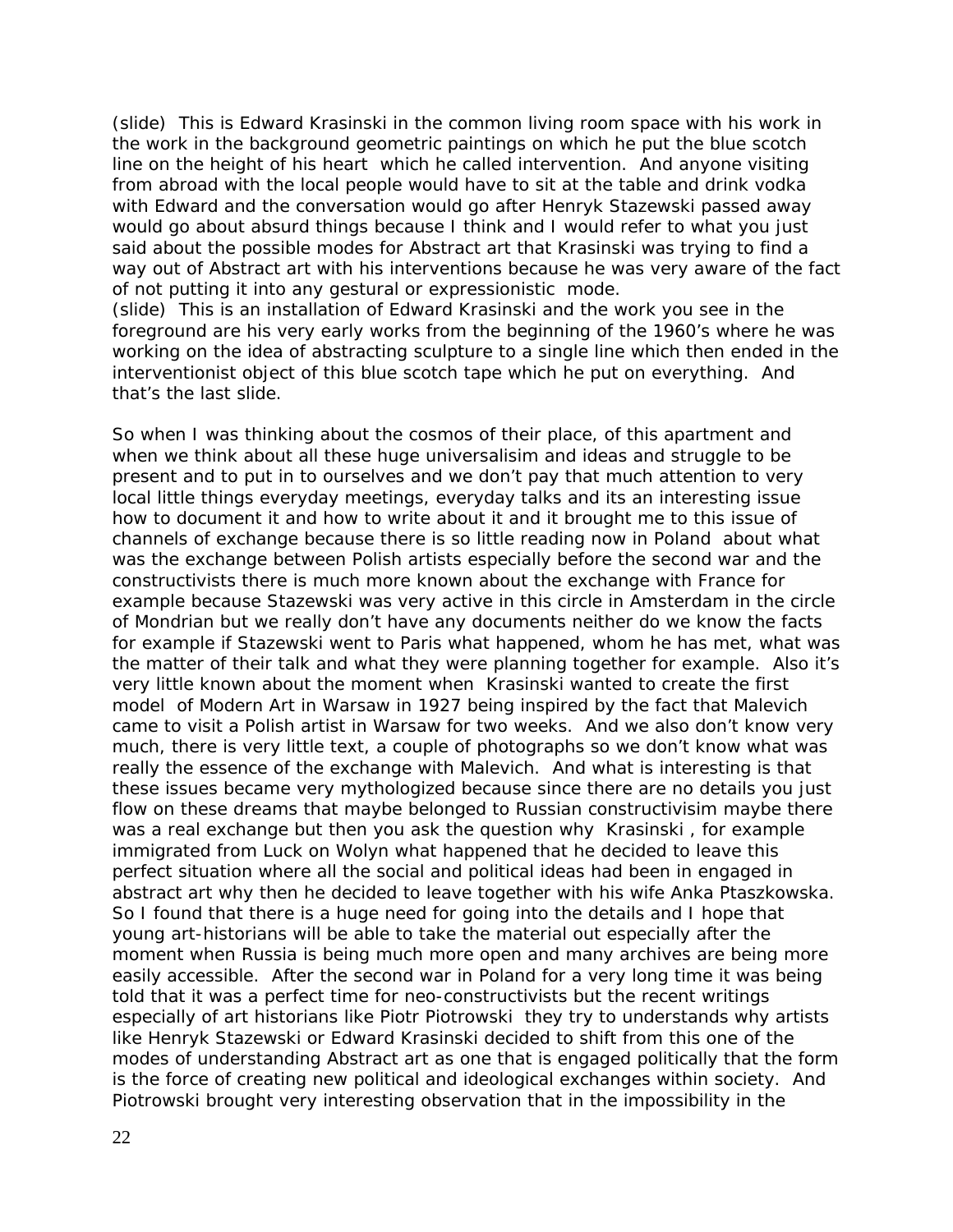(slide) This is Edward Krasinski in the common living room space with his work in the work in the background geometric paintings on which he put the blue scotch line on the height of his heart which he called intervention. And anyone visiting from abroad with the local people would have to sit at the table and drink vodka with Edward and the conversation would go after Henryk Stazewski passed away would go about absurd things because I think and I would refer to what you just said about the possible modes for Abstract art that Krasinski was trying to find a way out of Abstract art with his interventions because he was very aware of the fact of not putting it into any gestural or expressionistic mode.
(slide) This is an installation of Edward Krasinski and the work you see in the foreground are his very early works from the beginning of the 1960's where he was working on the idea of abstracting sculpture to a single line which then ended in the interventionist object of this blue scotch tape which he put on everything. And that's the last slide.

So when I was thinking about the cosmos of their place, of this apartment and when we think about all these huge universalisim and ideas and struggle to be present and to put in to ourselves and we don't pay that much attention to very local little things everyday meetings, everyday talks and its an interesting issue how to document it and how to write about it and it brought me to this issue of channels of exchange because there is so little reading now in Poland about what was the exchange between Polish artists especially before the second war and the constructivists there is much more known about the exchange with France for example because Stazewski was very active in this circle in Amsterdam in the circle of Mondrian but we really don't have any documents neither do we know the facts for example if Stazewski went to Paris what happened, whom he has met, what was the matter of their talk and what they were planning together for example. Also it's very little known about the moment when Krasinski wanted to create the first model of Modern Art in Warsaw in 1927 being inspired by the fact that Malevich came to visit a Polish artist in Warsaw for two weeks. And we also don't know very much, there is very little text, a couple of photographs so we don't know what was really the essence of the exchange with Malevich. And what is interesting is that these issues became very mythologized because since there are no details you just flow on these dreams that maybe belonged to Russian constructivisim maybe there was a real exchange but then you ask the question why Krasinski , for example immigrated from Luck on Wolyn what happened that he decided to leave this perfect situation where all the social and political ideas had been in engaged in abstract art why then he decided to leave together with his wife Anka Ptaszkowska. So I found that there is a huge need for going into the details and I hope that young art-historians will be able to take the material out especially after the moment when Russia is being much more open and many archives are being more easily accessible. After the second war in Poland for a very long time it was being told that it was a perfect time for neo-constructivists but the recent writings especially of art historians like Piotr Piotrowski they try to understands why artists like Henryk Stazewski or Edward Krasinski decided to shift from this one of the modes of understanding Abstract art as one that is engaged politically that the form is the force of creating new political and ideological exchanges within society. And Piotrowski brought very interesting observation that in the impossibility in the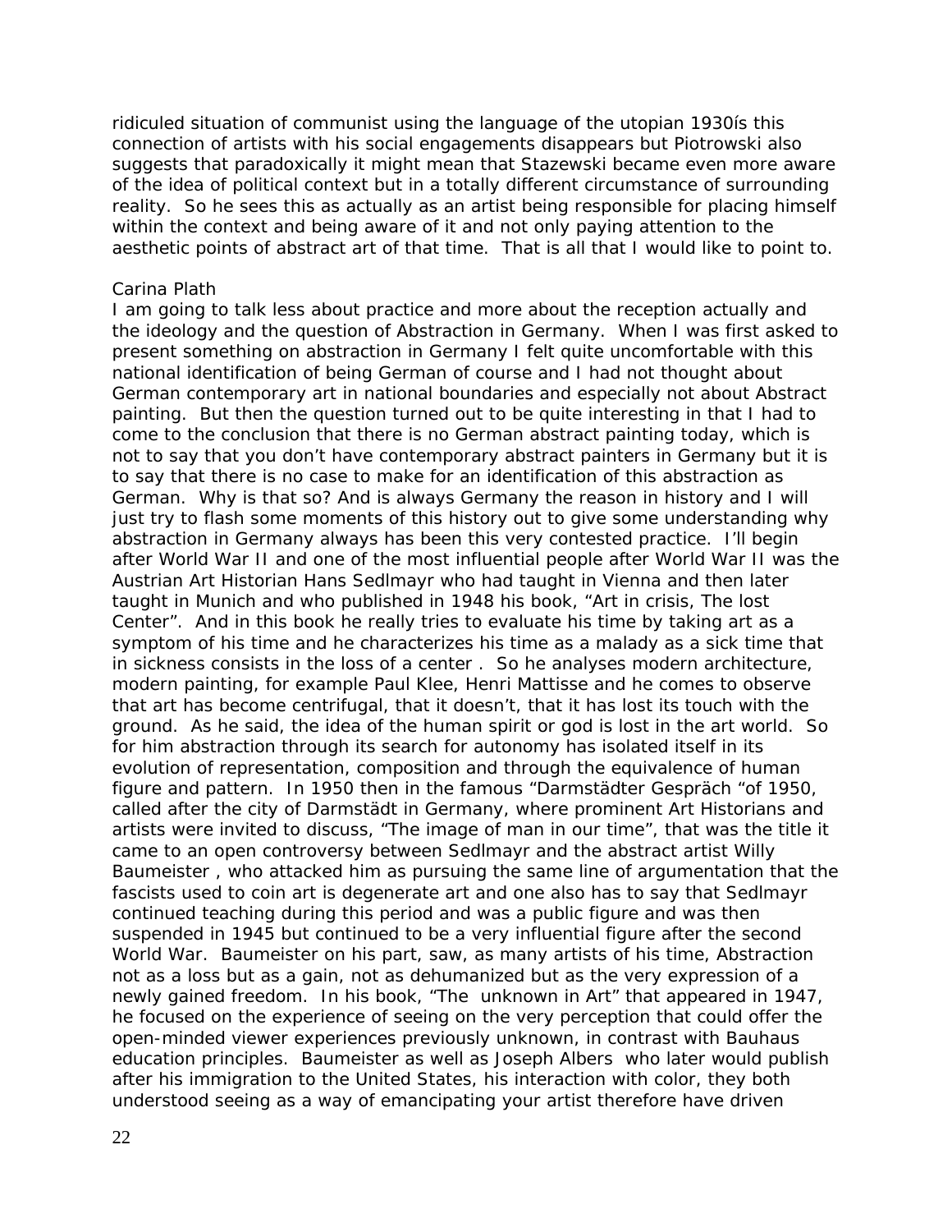ridiculed situation of communist using the language of the utopian 1930ís this connection of artists with his social engagements disappears but Piotrowski also suggests that paradoxically it might mean that Stazewski became even more aware of the idea of political context but in a totally different circumstance of surrounding reality. So he sees this as actually as an artist being responsible for placing himself within the context and being aware of it and not only paying attention to the aesthetic points of abstract art of that time. That is all that I would like to point to.

Carina Plath

I am going to talk less about practice and more about the reception actually and the ideology and the question of Abstraction in Germany. When I was first asked to present something on abstraction in Germany I felt quite uncomfortable with this national identification of being German of course and I had not thought about German contemporary art in national boundaries and especially not about Abstract painting. But then the question turned out to be quite interesting in that I had to come to the conclusion that there is no German abstract painting today, which is not to say that you don't have contemporary abstract painters in Germany but it is to say that there is no case to make for an identification of this abstraction as German. Why is that so? And is always Germany the reason in history and I will just try to flash some moments of this history out to give some understanding why abstraction in Germany always has been this very contested practice. I'll begin after World War II and one of the most influential people after World War II was the Austrian Art Historian Hans Sedlmayr who had taught in Vienna and then later taught in Munich and who published in 1948 his book, "Art in crisis, The lost Center". And in this book he really tries to evaluate his time by taking art as a symptom of his time and he characterizes his time as a malady as a sick time that in sickness consists in the loss of a center . So he analyses modern architecture, modern painting, for example Paul Klee, Henri Mattisse and he comes to observe that art has become centrifugal, that it doesn't, that it has lost its touch with the ground. As he said, the idea of the human spirit or god is lost in the art world. So for him abstraction through its search for autonomy has isolated itself in its evolution of representation, composition and through the equivalence of human figure and pattern. In 1950 then in the famous "Darmstädter Gespräch "of 1950, called after the city of Darmstädt in Germany, where prominent Art Historians and artists were invited to discuss, "The image of man in our time", that was the title it came to an open controversy between Sedlmayr and the abstract artist Willy Baumeister , who attacked him as pursuing the same line of argumentation that the fascists used to coin art is degenerate art and one also has to say that Sedlmayr continued teaching during this period and was a public figure and was then suspended in 1945 but continued to be a very influential figure after the second World War. Baumeister on his part, saw, as many artists of his time, Abstraction not as a loss but as a gain, not as dehumanized but as the very expression of a newly gained freedom. In his book, "The unknown in Art" that appeared in 1947, he focused on the experience of seeing on the very perception that could offer the open-minded viewer experiences previously unknown, in contrast with Bauhaus education principles. Baumeister as well as Joseph Albers who later would publish after his immigration to the United States, his interaction with color, they both understood seeing as a way of emancipating your artist therefore have driven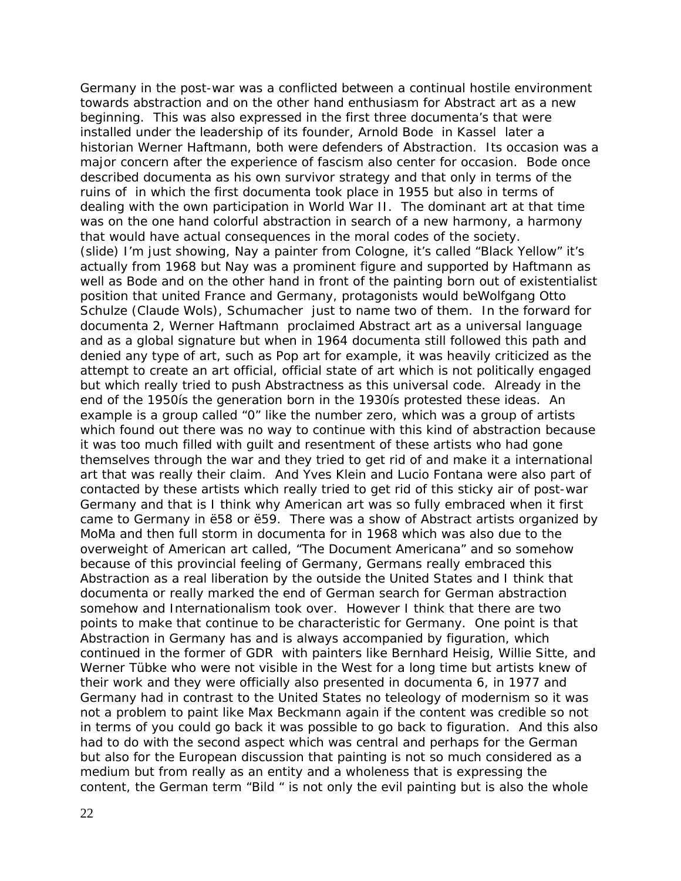Germany in the post-war was a conflicted between a continual hostile environment towards abstraction and on the other hand enthusiasm for Abstract art as a new beginning. This was also expressed in the first three documenta's that were installed under the leadership of its founder, Arnold Bode in Kassel later a historian Werner Haftmann, both were defenders of Abstraction. Its occasion was a major concern after the experience of fascism also center for occasion. Bode once described documenta as his own survivor strategy and that only in terms of the ruins of in which the first documenta took place in 1955 but also in terms of dealing with the own participation in World War II. The dominant art at that time was on the one hand colorful abstraction in search of a new harmony, a harmony that would have actual consequences in the moral codes of the society.
(slide) I'm just showing, Nay a painter from Cologne, it's called "Black Yellow" it's actually from 1968 but Nay was a prominent figure and supported by Haftmann as well as Bode and on the other hand in front of the painting born out of existentialist position that united France and Germany, protagonists would beWolfgang Otto Schulze (Claude Wols), Schumacher just to name two of them. In the forward for documenta 2, Werner Haftmann proclaimed Abstract art as a universal language and as a global signature but when in 1964 documenta still followed this path and denied any type of art, such as Pop art for example, it was heavily criticized as the attempt to create an art official, official state of art which is not politically engaged but which really tried to push Abstractness as this universal code. Already in the end of the 1950ís the generation born in the 1930ís protested these ideas. An example is a group called "0" like the number zero, which was a group of artists which found out there was no way to continue with this kind of abstraction because it was too much filled with guilt and resentment of these artists who had gone themselves through the war and they tried to get rid of and make it a international art that was really their claim. And Yves Klein and Lucio Fontana were also part of contacted by these artists which really tried to get rid of this sticky air of post-war Germany and that is I think why American art was so fully embraced when it first came to Germany in ë58 or ë59. There was a show of Abstract artists organized by MoMa and then full storm in documenta for in 1968 which was also due to the overweight of American art called, "The Document Americana" and so somehow because of this provincial feeling of Germany, Germans really embraced this Abstraction as a real liberation by the outside the United States and I think that documenta or really marked the end of German search for German abstraction somehow and Internationalism took over. However I think that there are two points to make that continue to be characteristic for Germany. One point is that Abstraction in Germany has and is always accompanied by figuration, which continued in the former of GDR with painters like Bernhard Heisig, Willie Sitte, and Werner Tübke who were not visible in the West for a long time but artists knew of their work and they were officially also presented in documenta 6, in 1977 and Germany had in contrast to the United States no teleology of modernism so it was not a problem to paint like Max Beckmann again if the content was credible so not in terms of you could go back it was possible to go back to figuration. And this also had to do with the second aspect which was central and perhaps for the German but also for the European discussion that painting is not so much considered as a medium but from really as an entity and a wholeness that is expressing the content, the German term "Bild " is not only the evil painting but is also the whole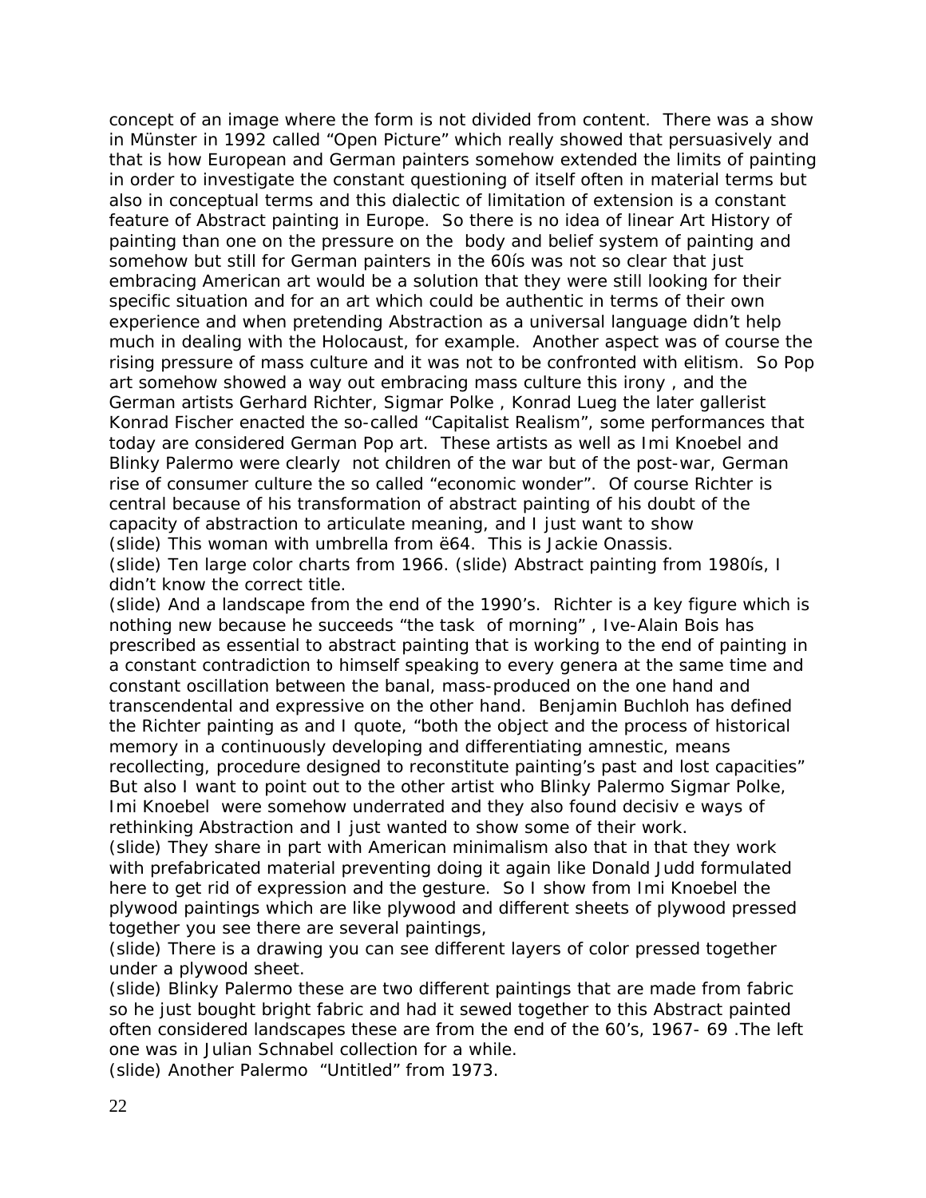concept of an image where the form is not divided from content. There was a show in Münster in 1992 called "Open Picture" which really showed that persuasively and that is how European and German painters somehow extended the limits of painting in order to investigate the constant questioning of itself often in material terms but also in conceptual terms and this dialectic of limitation of extension is a constant feature of Abstract painting in Europe. So there is no idea of linear Art History of painting than one on the pressure on the body and belief system of painting and somehow but still for German painters in the 60ís was not so clear that just embracing American art would be a solution that they were still looking for their specific situation and for an art which could be authentic in terms of their own experience and when pretending Abstraction as a universal language didn't help much in dealing with the Holocaust, for example. Another aspect was of course the rising pressure of mass culture and it was not to be confronted with elitism. So Pop art somehow showed a way out embracing mass culture this irony , and the German artists Gerhard Richter, Sigmar Polke , Konrad Lueg the later gallerist Konrad Fischer enacted the so-called "Capitalist Realism", some performances that today are considered German Pop art. These artists as well as Imi Knoebel and Blinky Palermo were clearly not children of the war but of the post-war, German rise of consumer culture the so called "economic wonder". Of course Richter is central because of his transformation of abstract painting of his doubt of the capacity of abstraction to articulate meaning, and I just want to show

(slide) This woman with umbrella from ë64. This is Jackie Onassis.

(slide) Ten large color charts from 1966. (slide) Abstract painting from 1980ís, I didn't know the correct title.

(slide) And a landscape from the end of the 1990's. Richter is a key figure which is nothing new because he succeeds "the task of morning" , Ive-Alain Bois has prescribed as essential to abstract painting that is working to the end of painting in a constant contradiction to himself speaking to every genera at the same time and constant oscillation between the banal, mass-produced on the one hand and transcendental and expressive on the other hand. Benjamin Buchloh has defined the Richter painting as and I quote, "both the object and the process of historical memory in a continuously developing and differentiating amnestic, means recollecting, procedure designed to reconstitute painting's past and lost capacities" But also I want to point out to the other artist who Blinky Palermo Sigmar Polke, Imi Knoebel were somehow underrated and they also found decisiv e ways of rethinking Abstraction and I just wanted to show some of their work.

(slide) They share in part with American minimalism also that in that they work with prefabricated material preventing doing it again like Donald Judd formulated here to get rid of expression and the gesture. So I show from Imi Knoebel the plywood paintings which are like plywood and different sheets of plywood pressed together you see there are several paintings,

(slide) There is a drawing you can see different layers of color pressed together under a plywood sheet.

(slide) Blinky Palermo these are two different paintings that are made from fabric so he just bought bright fabric and had it sewed together to this Abstract painted often considered landscapes these are from the end of the 60's, 1967- 69 .The left one was in Julian Schnabel collection for a while.

(slide) Another Palermo "Untitled" from 1973.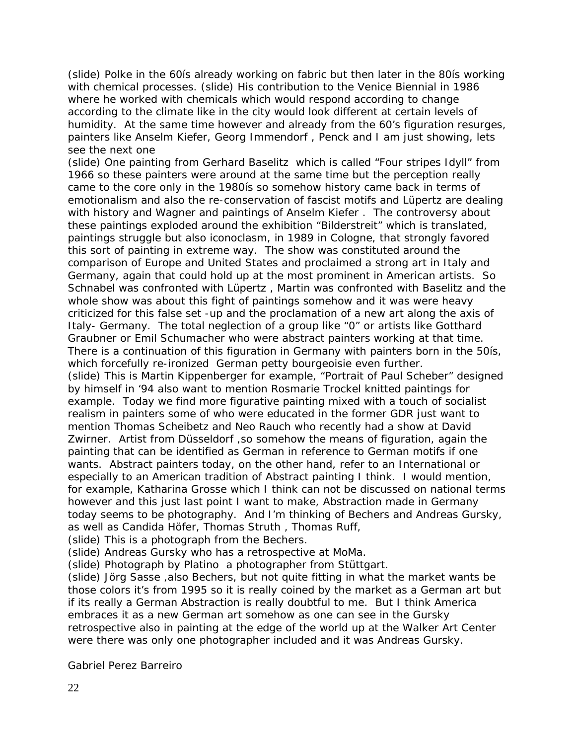(slide) Polke in the 60ís already working on fabric but then later in the 80ís working with chemical processes. (slide) His contribution to the Venice Biennial in 1986 where he worked with chemicals which would respond according to change according to the climate like in the city would look different at certain levels of humidity. At the same time however and already from the 60's figuration resurges, painters like Anselm Kiefer, Georg Immendorf , Penck and I am just showing, lets see the next one

(slide) One painting from Gerhard Baselitz which is called "Four stripes Idyll" from 1966 so these painters were around at the same time but the perception really came to the core only in the 1980ís so somehow history came back in terms of emotionalism and also the re-conservation of fascist motifs and Lüpertz are dealing with history and Wagner and paintings of Anselm Kiefer . The controversy about these paintings exploded around the exhibition "Bilderstreit" which is translated, paintings struggle but also iconoclasm, in 1989 in Cologne, that strongly favored this sort of painting in extreme way. The show was constituted around the comparison of Europe and United States and proclaimed a strong art in Italy and Germany, again that could hold up at the most prominent in American artists. So Schnabel was confronted with Lüpertz , Martin was confronted with Baselitz and the whole show was about this fight of paintings somehow and it was were heavy criticized for this false set -up and the proclamation of a new art along the axis of Italy- Germany. The total neglection of a group like "0" or artists like Gotthard Graubner or Emil Schumacher who were abstract painters working at that time. There is a continuation of this figuration in Germany with painters born in the 50ís, which forcefully re-ironized German petty bourgeoisie even further.

(slide) This is Martin Kippenberger for example, "Portrait of Paul Scheber" designed by himself in '94 also want to mention Rosmarie Trockel knitted paintings for example. Today we find more figurative painting mixed with a touch of socialist realism in painters some of who were educated in the former GDR just want to mention Thomas Scheibetz and Neo Rauch who recently had a show at David Zwirner. Artist from Düsseldorf ,so somehow the means of figuration, again the painting that can be identified as German in reference to German motifs if one wants. Abstract painters today, on the other hand, refer to an International or especially to an American tradition of Abstract painting I think. I would mention, for example, Katharina Grosse which I think can not be discussed on national terms however and this just last point I want to make, Abstraction made in Germany today seems to be photography. And I'm thinking of Bechers and Andreas Gursky, as well as Candida Höfer, Thomas Struth , Thomas Ruff,

(slide) This is a photograph from the Bechers.

(slide) Andreas Gursky who has a retrospective at MoMa.

(slide) Photograph by Platino a photographer from Stüttgart.

(slide) Jörg Sasse ,also Bechers, but not quite fitting in what the market wants be those colors it's from 1995 so it is really coined by the market as a German art but if its really a German Abstraction is really doubtful to me. But I think America embraces it as a new German art somehow as one can see in the Gursky retrospective also in painting at the edge of the world up at the Walker Art Center were there was only one photographer included and it was Andreas Gursky.

Gabriel Perez Barreiro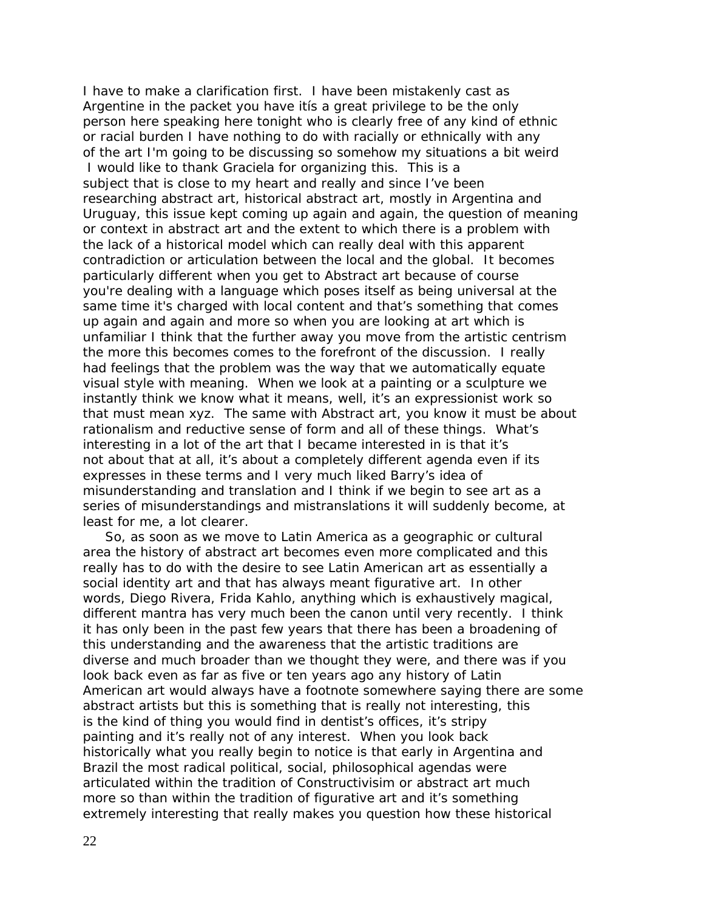I have to make a clarification first. I have been mistakenly cast as Argentine in the packet you have itís a great privilege to be the only person here speaking here tonight who is clearly free of any kind of ethnic or racial burden I have nothing to do with racially or ethnically with any of the art I'm going to be discussing so somehow my situations a bit weird I would like to thank Graciela for organizing this. This is a subject that is close to my heart and really and since I've been researching abstract art, historical abstract art, mostly in Argentina and Uruguay, this issue kept coming up again and again, the question of meaning or context in abstract art and the extent to which there is a problem with the lack of a historical model which can really deal with this apparent contradiction or articulation between the local and the global. It becomes particularly different when you get to Abstract art because of course you're dealing with a language which poses itself as being universal at the same time it's charged with local content and that's something that comes up again and again and more so when you are looking at art which is unfamiliar I think that the further away you move from the artistic centrism the more this becomes comes to the forefront of the discussion. I really had feelings that the problem was the way that we automatically equate visual style with meaning. When we look at a painting or a sculpture we instantly think we know what it means, well, it's an expressionist work so that must mean xyz. The same with Abstract art, you know it must be about rationalism and reductive sense of form and all of these things. What's interesting in a lot of the art that I became interested in is that it's not about that at all, it's about a completely different agenda even if its expresses in these terms and I very much liked Barry's idea of misunderstanding and translation and I think if we begin to see art as a series of misunderstandings and mistranslations it will suddenly become, at least for me, a lot clearer.

So, as soon as we move to Latin America as a geographic or cultural area the history of abstract art becomes even more complicated and this really has to do with the desire to see Latin American art as essentially a social identity art and that has always meant figurative art. In other words, Diego Rivera, Frida Kahlo, anything which is exhaustively magical, different mantra has very much been the canon until very recently. I think it has only been in the past few years that there has been a broadening of this understanding and the awareness that the artistic traditions are diverse and much broader than we thought they were, and there was if you look back even as far as five or ten years ago any history of Latin American art would always have a footnote somewhere saying there are some abstract artists but this is something that is really not interesting, this is the kind of thing you would find in dentist's offices, it's stripy painting and it's really not of any interest. When you look back historically what you really begin to notice is that early in Argentina and Brazil the most radical political, social, philosophical agendas were articulated within the tradition of Constructivisim or abstract art much more so than within the tradition of figurative art and it's something extremely interesting that really makes you question how these historical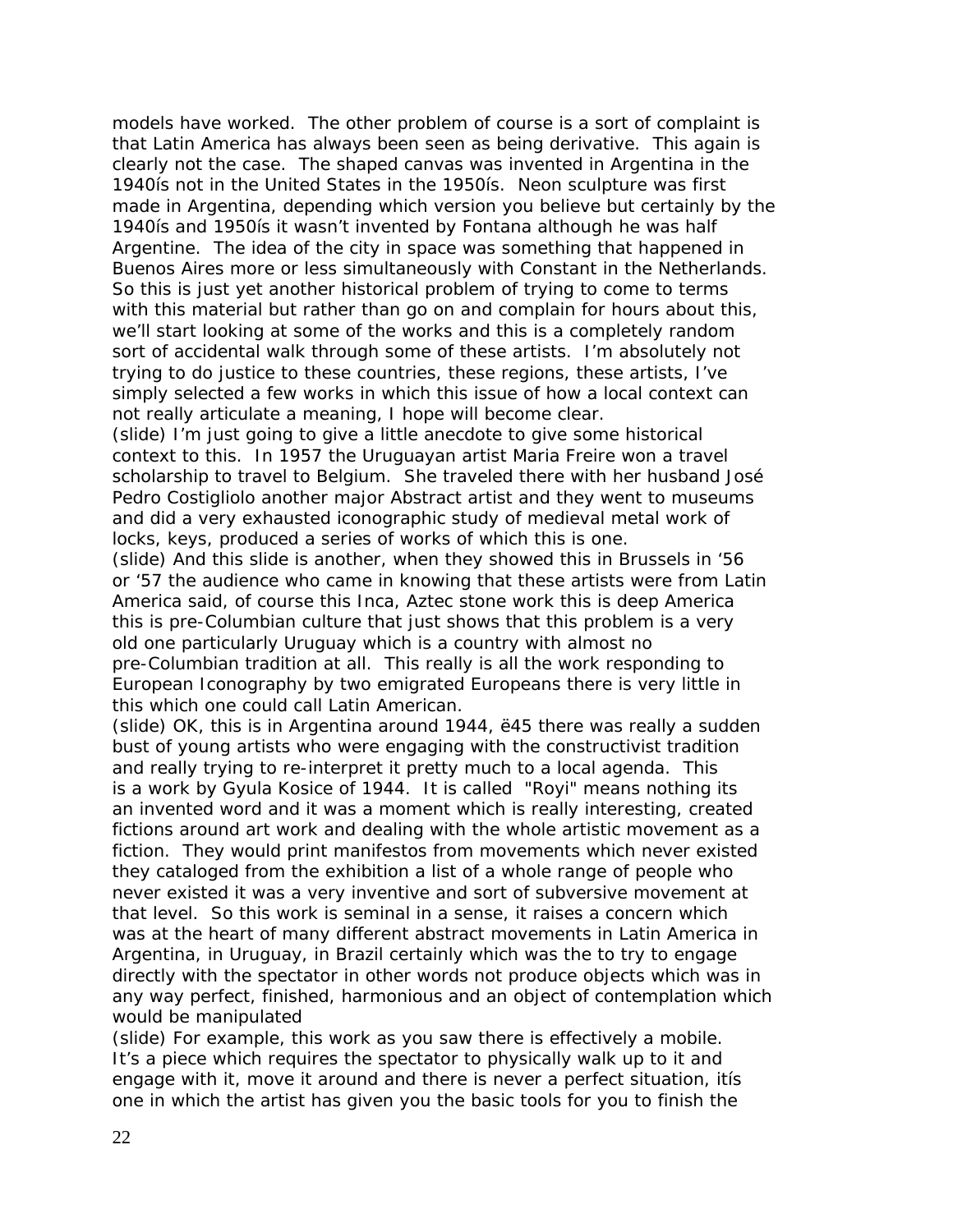models have worked. The other problem of course is a sort of complaint is that Latin America has always been seen as being derivative. This again is clearly not the case. The shaped canvas was invented in Argentina in the 1940ís not in the United States in the 1950ís. Neon sculpture was first made in Argentina, depending which version you believe but certainly by the 1940ís and 1950ís it wasn't invented by Fontana although he was half Argentine. The idea of the city in space was something that happened in Buenos Aires more or less simultaneously with Constant in the Netherlands. So this is just yet another historical problem of trying to come to terms with this material but rather than go on and complain for hours about this, we'll start looking at some of the works and this is a completely random sort of accidental walk through some of these artists. I'm absolutely not trying to do justice to these countries, these regions, these artists, I've simply selected a few works in which this issue of how a local context can not really articulate a meaning, I hope will become clear.

(slide) I'm just going to give a little anecdote to give some historical context to this. In 1957 the Uruguayan artist Maria Freire won a travel scholarship to travel to Belgium. She traveled there with her husband José Pedro Costigliolo another major Abstract artist and they went to museums and did a very exhausted iconographic study of medieval metal work of locks, keys, produced a series of works of which this is one.

(slide) And this slide is another, when they showed this in Brussels in '56 or '57 the audience who came in knowing that these artists were from Latin America said, of course this Inca, Aztec stone work this is deep America this is pre-Columbian culture that just shows that this problem is a very old one particularly Uruguay which is a country with almost no pre-Columbian tradition at all. This really is all the work responding to European Iconography by two emigrated Europeans there is very little in this which one could call Latin American.

(slide) OK, this is in Argentina around 1944, ë45 there was really a sudden bust of young artists who were engaging with the constructivist tradition and really trying to re-interpret it pretty much to a local agenda. This is a work by Gyula Kosice of 1944. It is called "Royi" means nothing its an invented word and it was a moment which is really interesting, created fictions around art work and dealing with the whole artistic movement as a fiction. They would print manifestos from movements which never existed they cataloged from the exhibition a list of a whole range of people who never existed it was a very inventive and sort of subversive movement at that level. So this work is seminal in a sense, it raises a concern which was at the heart of many different abstract movements in Latin America in Argentina, in Uruguay, in Brazil certainly which was the to try to engage directly with the spectator in other words not produce objects which was in any way perfect, finished, harmonious and an object of contemplation which would be manipulated

(slide) For example, this work as you saw there is effectively a mobile. It's a piece which requires the spectator to physically walk up to it and engage with it, move it around and there is never a perfect situation, itís one in which the artist has given you the basic tools for you to finish the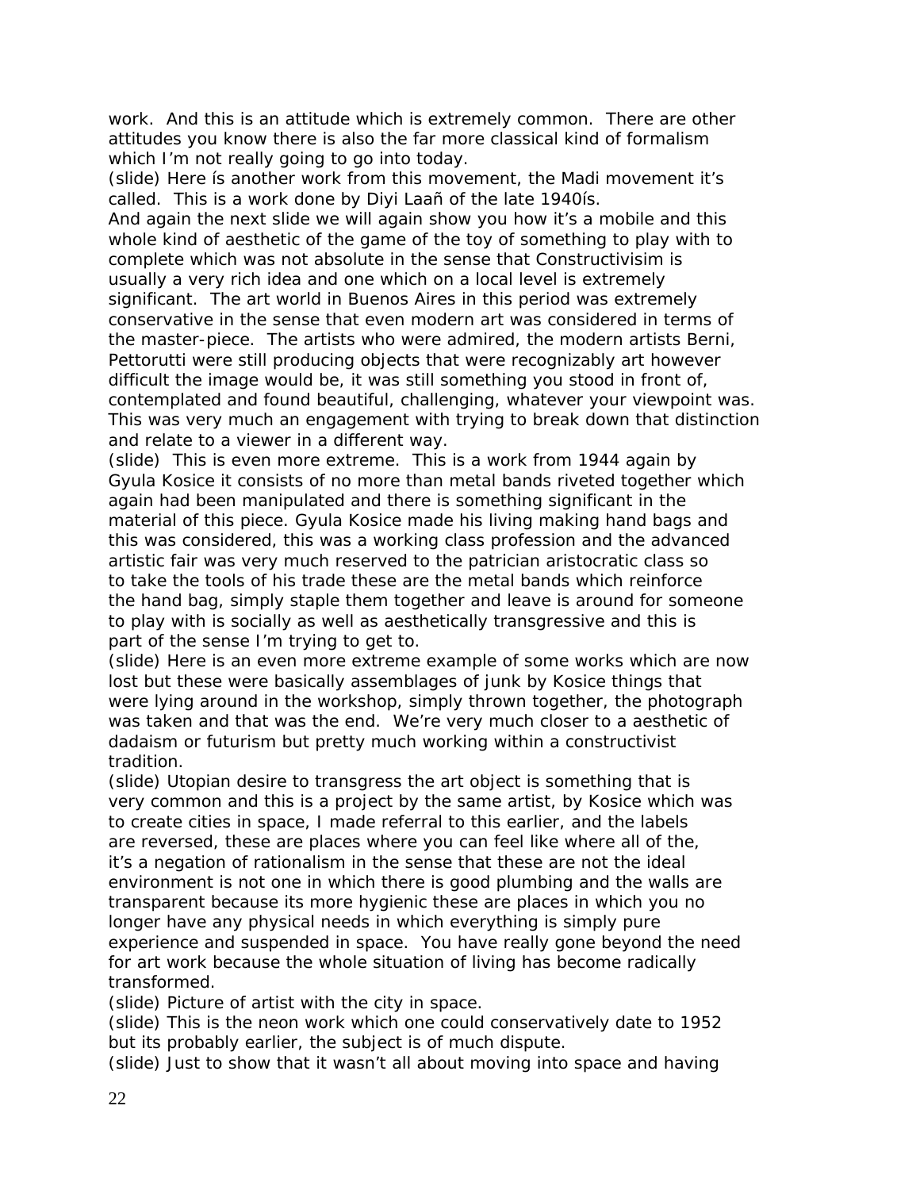work. And this is an attitude which is extremely common. There are other attitudes you know there is also the far more classical kind of formalism which I'm not really going to go into today.

(slide) Here ís another work from this movement, the Madi movement it's called. This is a work done by Diyi Laañ of the late 1940ís.

And again the next slide we will again show you how it's a mobile and this whole kind of aesthetic of the game of the toy of something to play with to complete which was not absolute in the sense that Constructivisim is usually a very rich idea and one which on a local level is extremely significant. The art world in Buenos Aires in this period was extremely conservative in the sense that even modern art was considered in terms of the master-piece. The artists who were admired, the modern artists Berni, Pettorutti were still producing objects that were recognizably art however difficult the image would be, it was still something you stood in front of, contemplated and found beautiful, challenging, whatever your viewpoint was. This was very much an engagement with trying to break down that distinction and relate to a viewer in a different way.

(slide) This is even more extreme. This is a work from 1944 again by Gyula Kosice it consists of no more than metal bands riveted together which again had been manipulated and there is something significant in the material of this piece. Gyula Kosice made his living making hand bags and this was considered, this was a working class profession and the advanced artistic fair was very much reserved to the patrician aristocratic class so to take the tools of his trade these are the metal bands which reinforce the hand bag, simply staple them together and leave is around for someone to play with is socially as well as aesthetically transgressive and this is part of the sense I'm trying to get to.

(slide) Here is an even more extreme example of some works which are now lost but these were basically assemblages of junk by Kosice things that were lying around in the workshop, simply thrown together, the photograph was taken and that was the end. We're very much closer to a aesthetic of dadaism or futurism but pretty much working within a constructivist tradition.

(slide) Utopian desire to transgress the art object is something that is very common and this is a project by the same artist, by Kosice which was to create cities in space, I made referral to this earlier, and the labels are reversed, these are places where you can feel like where all of the, it's a negation of rationalism in the sense that these are not the ideal environment is not one in which there is good plumbing and the walls are transparent because its more hygienic these are places in which you no longer have any physical needs in which everything is simply pure experience and suspended in space. You have really gone beyond the need for art work because the whole situation of living has become radically transformed.

(slide) Picture of artist with the city in space.

(slide) This is the neon work which one could conservatively date to 1952 but its probably earlier, the subject is of much dispute.

(slide) Just to show that it wasn't all about moving into space and having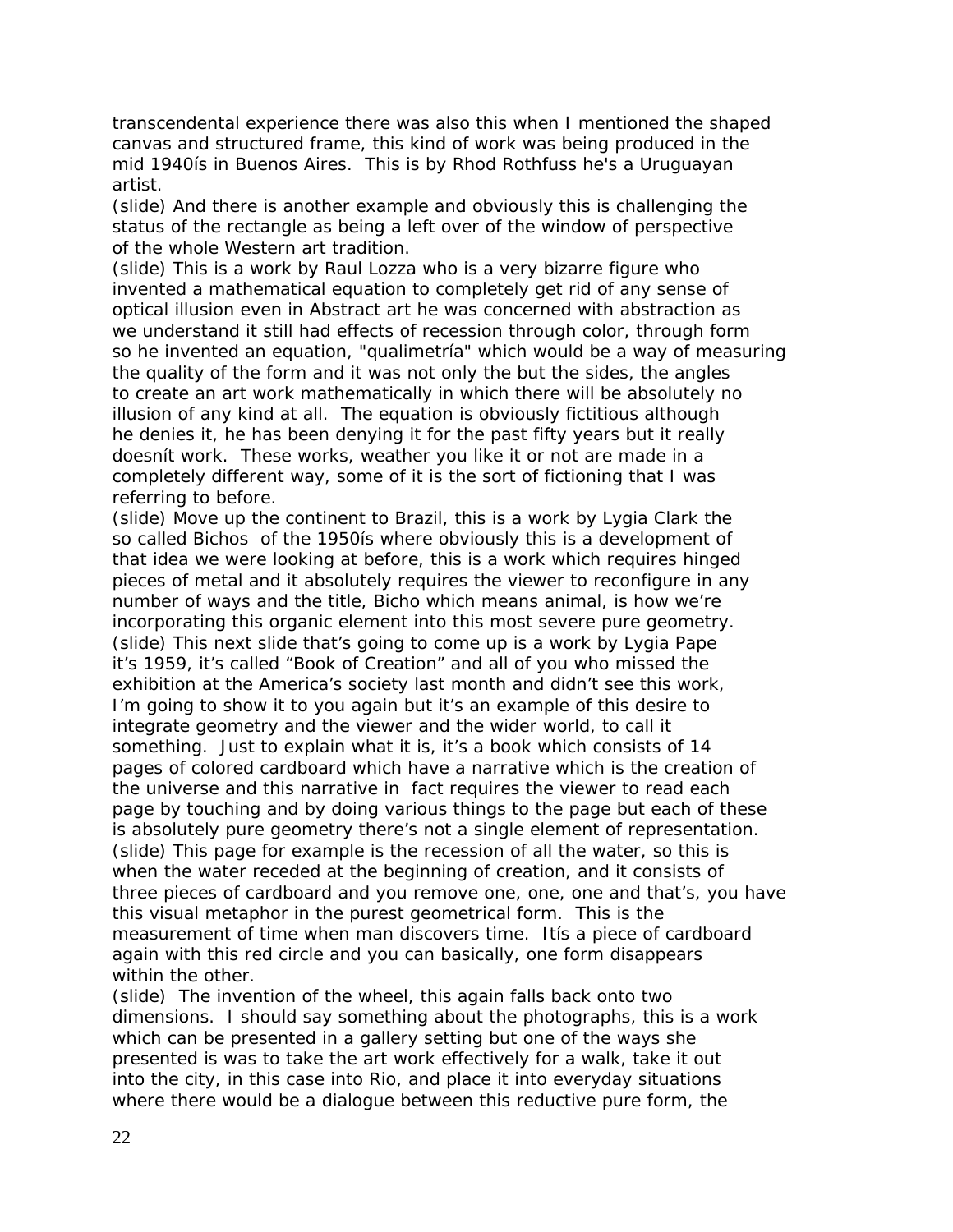transcendental experience there was also this when I mentioned the shaped canvas and structured frame, this kind of work was being produced in the mid 1940ís in Buenos Aires. This is by Rhod Rothfuss he's a Uruguayan artist.

(slide) And there is another example and obviously this is challenging the status of the rectangle as being a left over of the window of perspective of the whole Western art tradition.

(slide) This is a work by Raul Lozza who is a very bizarre figure who invented a mathematical equation to completely get rid of any sense of optical illusion even in Abstract art he was concerned with abstraction as we understand it still had effects of recession through color, through form so he invented an equation, "qualimetría" which would be a way of measuring the quality of the form and it was not only the but the sides, the angles to create an art work mathematically in which there will be absolutely no illusion of any kind at all. The equation is obviously fictitious although he denies it, he has been denying it for the past fifty years but it really doesnít work. These works, weather you like it or not are made in a completely different way, some of it is the sort of fictioning that I was referring to before.

(slide) Move up the continent to Brazil, this is a work by Lygia Clark the so called Bichos of the 1950ís where obviously this is a development of that idea we were looking at before, this is a work which requires hinged pieces of metal and it absolutely requires the viewer to reconfigure in any number of ways and the title, Bicho which means animal, is how we're incorporating this organic element into this most severe pure geometry.

(slide) This next slide that's going to come up is a work by Lygia Pape it's 1959, it's called "Book of Creation" and all of you who missed the exhibition at the America's society last month and didn't see this work, I'm going to show it to you again but it's an example of this desire to integrate geometry and the viewer and the wider world, to call it something. Just to explain what it is, it's a book which consists of 14 pages of colored cardboard which have a narrative which is the creation of the universe and this narrative in fact requires the viewer to read each page by touching and by doing various things to the page but each of these is absolutely pure geometry there's not a single element of representation.

(slide) This page for example is the recession of all the water, so this is when the water receded at the beginning of creation, and it consists of three pieces of cardboard and you remove one, one, one and that's, you have this visual metaphor in the purest geometrical form. This is the measurement of time when man discovers time. Itís a piece of cardboard again with this red circle and you can basically, one form disappears within the other.

(slide) The invention of the wheel, this again falls back onto two dimensions. I should say something about the photographs, this is a work which can be presented in a gallery setting but one of the ways she presented is was to take the art work effectively for a walk, take it out into the city, in this case into Rio, and place it into everyday situations where there would be a dialogue between this reductive pure form, the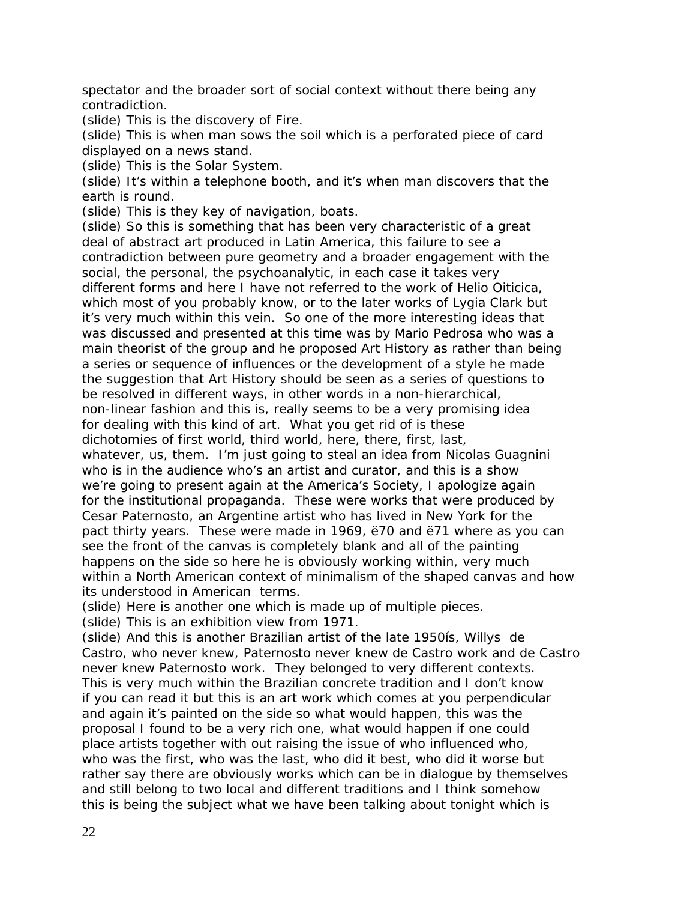spectator and the broader sort of social context without there being any contradiction.

(slide) This is the discovery of Fire.

(slide) This is when man sows the soil which is a perforated piece of card displayed on a news stand.

(slide) This is the Solar System.

(slide) It's within a telephone booth, and it's when man discovers that the earth is round.

(slide) This is they key of navigation, boats.

(slide) So this is something that has been very characteristic of a great deal of abstract art produced in Latin America, this failure to see a contradiction between pure geometry and a broader engagement with the social, the personal, the psychoanalytic, in each case it takes very different forms and here I have not referred to the work of Helio Oiticica, which most of you probably know, or to the later works of Lygia Clark but it's very much within this vein. So one of the more interesting ideas that was discussed and presented at this time was by Mario Pedrosa who was a main theorist of the group and he proposed Art History as rather than being a series or sequence of influences or the development of a style he made the suggestion that Art History should be seen as a series of questions to be resolved in different ways, in other words in a non-hierarchical, non-linear fashion and this is, really seems to be a very promising idea for dealing with this kind of art. What you get rid of is these dichotomies of first world, third world, here, there, first, last, whatever, us, them. I'm just going to steal an idea from Nicolas Guagnini who is in the audience who's an artist and curator, and this is a show we're going to present again at the America's Society, I apologize again for the institutional propaganda. These were works that were produced by Cesar Paternosto, an Argentine artist who has lived in New York for the pact thirty years. These were made in 1969, ë70 and ë71 where as you can see the front of the canvas is completely blank and all of the painting happens on the side so here he is obviously working within, very much within a North American context of minimalism of the shaped canvas and how its understood in American terms.

(slide) Here is another one which is made up of multiple pieces.

(slide) This is an exhibition view from 1971.

(slide) And this is another Brazilian artist of the late 1950ís, Willys de Castro, who never knew, Paternosto never knew de Castro work and de Castro never knew Paternosto work. They belonged to very different contexts. This is very much within the Brazilian concrete tradition and I don't know if you can read it but this is an art work which comes at you perpendicular and again it's painted on the side so what would happen, this was the proposal I found to be a very rich one, what would happen if one could place artists together with out raising the issue of who influenced who, who was the first, who was the last, who did it best, who did it worse but rather say there are obviously works which can be in dialogue by themselves and still belong to two local and different traditions and I think somehow this is being the subject what we have been talking about tonight which is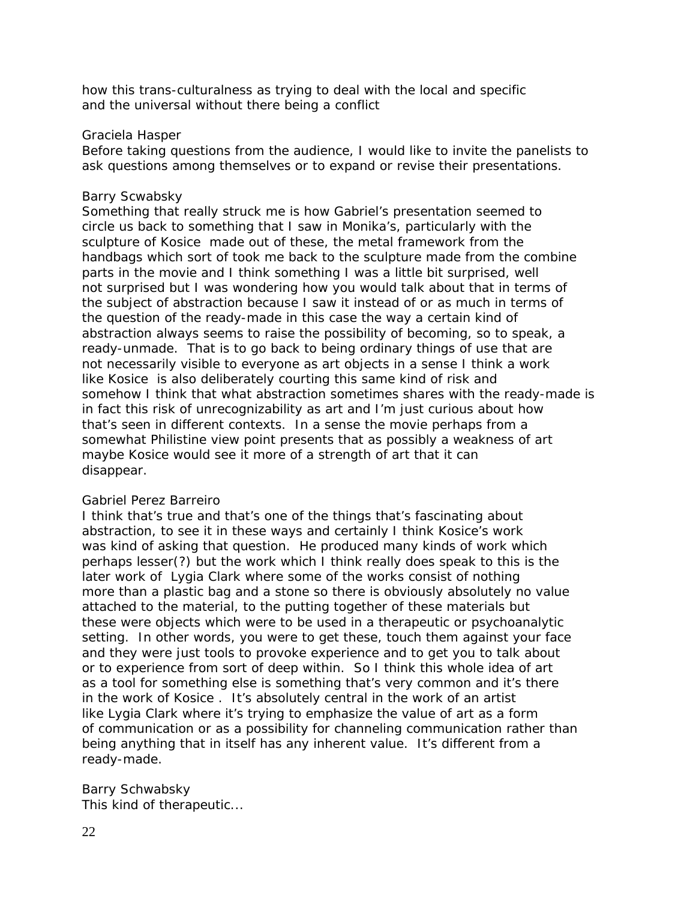how this trans-culturalness as trying to deal with the local and specific and the universal without there being a conflict

Graciela Hasper
Before taking questions from the audience, I would like to invite the panelists to ask questions among themselves or to expand or revise their presentations.

Barry Scwabsky
Something that really struck me is how Gabriel's presentation seemed to circle us back to something that I saw in Monika's, particularly with the sculpture of Kosice made out of these, the metal framework from the handbags which sort of took me back to the sculpture made from the combine parts in the movie and I think something I was a little bit surprised, well not surprised but I was wondering how you would talk about that in terms of the subject of abstraction because I saw it instead of or as much in terms of the question of the ready-made in this case the way a certain kind of abstraction always seems to raise the possibility of becoming, so to speak, a ready-unmade. That is to go back to being ordinary things of use that are not necessarily visible to everyone as art objects in a sense I think a work like Kosice is also deliberately courting this same kind of risk and somehow I think that what abstraction sometimes shares with the ready-made is in fact this risk of unrecognizability as art and I'm just curious about how that's seen in different contexts. In a sense the movie perhaps from a somewhat Philistine view point presents that as possibly a weakness of art maybe Kosice would see it more of a strength of art that it can disappear.

Gabriel Perez Barreiro
I think that's true and that's one of the things that's fascinating about abstraction, to see it in these ways and certainly I think Kosice's work was kind of asking that question. He produced many kinds of work which perhaps lesser(?) but the work which I think really does speak to this is the later work of Lygia Clark where some of the works consist of nothing more than a plastic bag and a stone so there is obviously absolutely no value attached to the material, to the putting together of these materials but these were objects which were to be used in a therapeutic or psychoanalytic setting. In other words, you were to get these, touch them against your face and they were just tools to provoke experience and to get you to talk about or to experience from sort of deep within. So I think this whole idea of art as a tool for something else is something that's very common and it's there in the work of Kosice . It's absolutely central in the work of an artist like Lygia Clark where it's trying to emphasize the value of art as a form of communication or as a possibility for channeling communication rather than being anything that in itself has any inherent value. It's different from a ready-made.

Barry Schwabsky
This kind of therapeutic...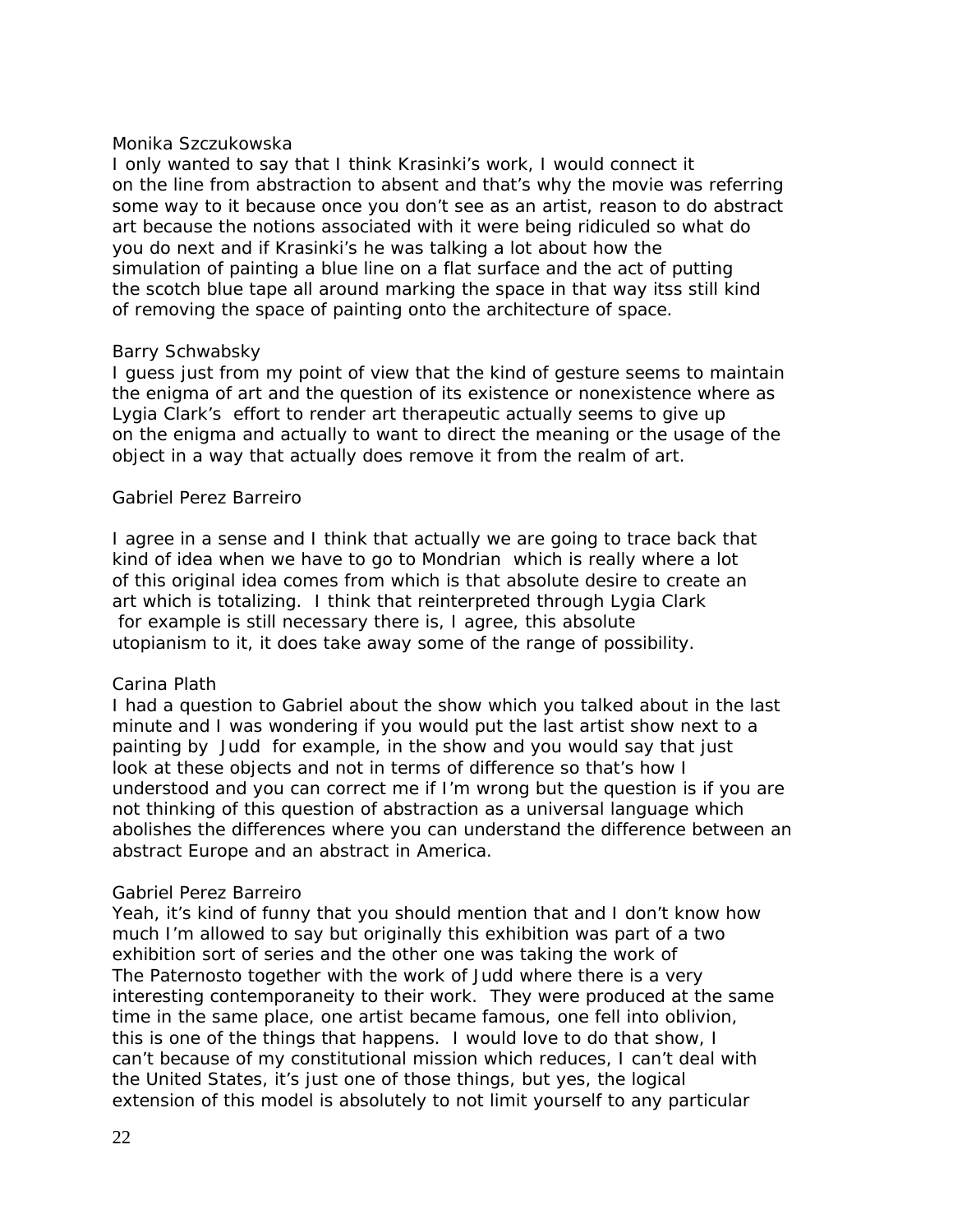Monika Szczukowska

I only wanted to say that I think Krasinki's work, I would connect it on the line from abstraction to absent and that's why the movie was referring some way to it because once you don't see as an artist, reason to do abstract art because the notions associated with it were being ridiculed so what do you do next and if Krasinki's he was talking a lot about how the simulation of painting a blue line on a flat surface and the act of putting the scotch blue tape all around marking the space in that way itss still kind of removing the space of painting onto the architecture of space.

Barry Schwabsky

I guess just from my point of view that the kind of gesture seems to maintain the enigma of art and the question of its existence or nonexistence where as Lygia Clark's effort to render art therapeutic actually seems to give up on the enigma and actually to want to direct the meaning or the usage of the object in a way that actually does remove it from the realm of art.

Gabriel Perez Barreiro

I agree in a sense and I think that actually we are going to trace back that kind of idea when we have to go to Mondrian which is really where a lot of this original idea comes from which is that absolute desire to create an art which is totalizing. I think that reinterpreted through Lygia Clark for example is still necessary there is, I agree, this absolute utopianism to it, it does take away some of the range of possibility.

Carina Plath

I had a question to Gabriel about the show which you talked about in the last minute and I was wondering if you would put the last artist show next to a painting by Judd for example, in the show and you would say that just look at these objects and not in terms of difference so that's how I understood and you can correct me if I'm wrong but the question is if you are not thinking of this question of abstraction as a universal language which abolishes the differences where you can understand the difference between an abstract Europe and an abstract in America.

Gabriel Perez Barreiro

Yeah, it's kind of funny that you should mention that and I don't know how much I'm allowed to say but originally this exhibition was part of a two exhibition sort of series and the other one was taking the work of The Paternosto together with the work of Judd where there is a very interesting contemporaneity to their work. They were produced at the same time in the same place, one artist became famous, one fell into oblivion, this is one of the things that happens. I would love to do that show, I can't because of my constitutional mission which reduces, I can't deal with the United States, it's just one of those things, but yes, the logical extension of this model is absolutely to not limit yourself to any particular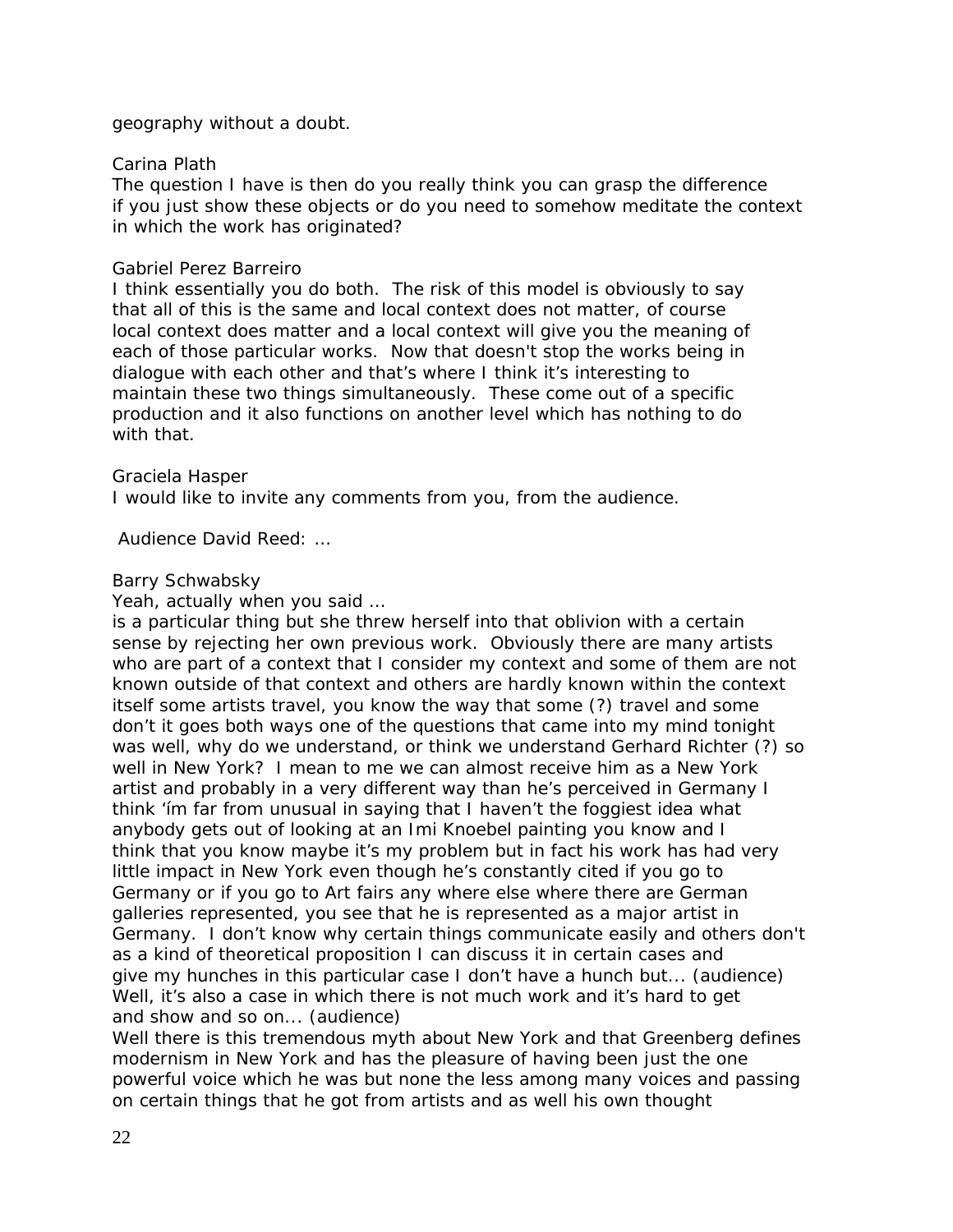geography without a doubt.

Carina Plath
The question I have is then do you really think you can grasp the difference if you just show these objects or do you need to somehow meditate the context in which the work has originated?

Gabriel Perez Barreiro
I think essentially you do both. The risk of this model is obviously to say that all of this is the same and local context does not matter, of course local context does matter and a local context will give you the meaning of each of those particular works. Now that doesn't stop the works being in dialogue with each other and that's where I think it's interesting to maintain these two things simultaneously. These come out of a specific production and it also functions on another level which has nothing to do with that.

Graciela Hasper
I would like to invite any comments from you, from the audience.

Audience David Reed: ...

Barry Schwabsky
Yeah, actually when you said ...
is a particular thing but she threw herself into that oblivion with a certain sense by rejecting her own previous work. Obviously there are many artists who are part of a context that I consider my context and some of them are not known outside of that context and others are hardly known within the context itself some artists travel, you know the way that some (?) travel and some don't it goes both ways one of the questions that came into my mind tonight was well, why do we understand, or think we understand Gerhard Richter (?) so well in New York? I mean to me we can almost receive him as a New York artist and probably in a very different way than he's perceived in Germany I think 'ím far from unusual in saying that I haven't the foggiest idea what anybody gets out of looking at an Imi Knoebel painting you know and I think that you know maybe it's my problem but in fact his work has had very little impact in New York even though he's constantly cited if you go to Germany or if you go to Art fairs any where else where there are German galleries represented, you see that he is represented as a major artist in Germany. I don't know why certain things communicate easily and others don't as a kind of theoretical proposition I can discuss it in certain cases and give my hunches in this particular case I don't have a hunch but... (audience) Well, it's also a case in which there is not much work and it's hard to get and show and so on... (audience)
Well there is this tremendous myth about New York and that Greenberg defines modernism in New York and has the pleasure of having been just the one powerful voice which he was but none the less among many voices and passing on certain things that he got from artists and as well his own thought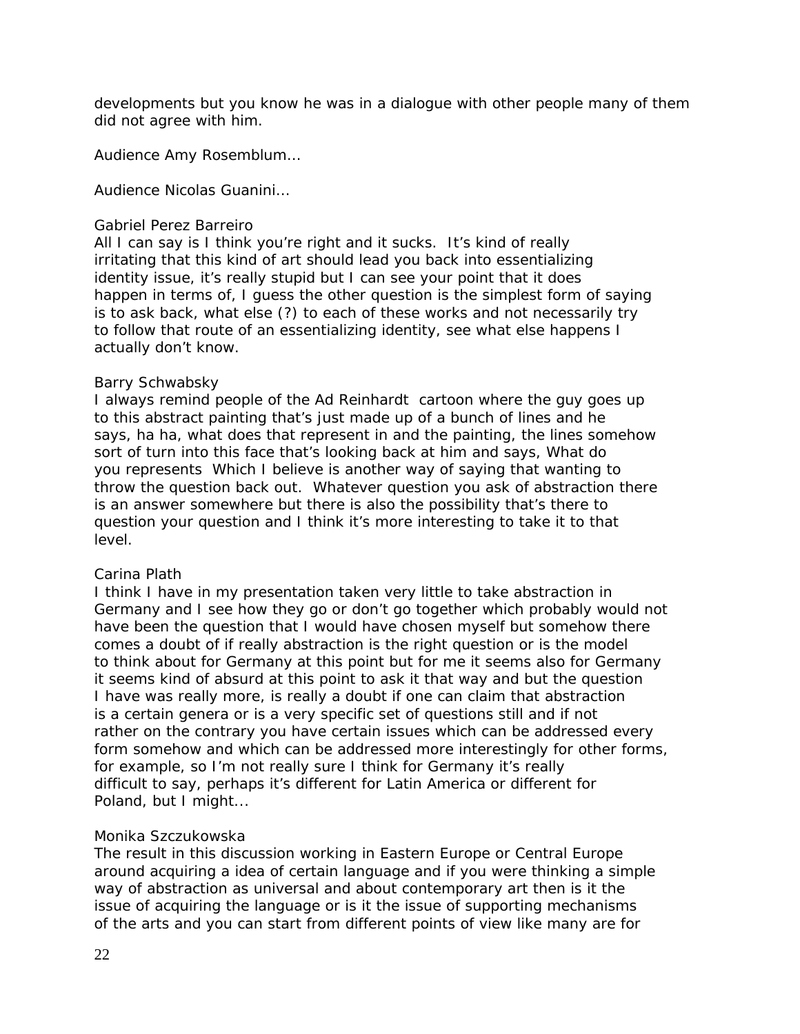developments but you know he was in a dialogue with other people many of them did not agree with him.

Audience Amy Rosemblum…

Audience Nicolas Guanini…

Gabriel Perez Barreiro
All I can say is I think you're right and it sucks. It's kind of really irritating that this kind of art should lead you back into essentializing identity issue, it's really stupid but I can see your point that it does happen in terms of, I guess the other question is the simplest form of saying is to ask back, what else (?) to each of these works and not necessarily try to follow that route of an essentializing identity, see what else happens I actually don't know.

Barry Schwabsky
I always remind people of the Ad Reinhardt cartoon where the guy goes up to this abstract painting that's just made up of a bunch of lines and he says, ha ha, what does that represent in and the painting, the lines somehow sort of turn into this face that's looking back at him and says, What do you represents Which I believe is another way of saying that wanting to throw the question back out. Whatever question you ask of abstraction there is an answer somewhere but there is also the possibility that's there to question your question and I think it's more interesting to take it to that level.

Carina Plath
I think I have in my presentation taken very little to take abstraction in Germany and I see how they go or don't go together which probably would not have been the question that I would have chosen myself but somehow there comes a doubt of if really abstraction is the right question or is the model to think about for Germany at this point but for me it seems also for Germany it seems kind of absurd at this point to ask it that way and but the question I have was really more, is really a doubt if one can claim that abstraction is a certain genera or is a very specific set of questions still and if not rather on the contrary you have certain issues which can be addressed every form somehow and which can be addressed more interestingly for other forms, for example, so I'm not really sure I think for Germany it's really difficult to say, perhaps it's different for Latin America or different for Poland, but I might...

Monika Szczukowska
The result in this discussion working in Eastern Europe or Central Europe around acquiring a idea of certain language and if you were thinking a simple way of abstraction as universal and about contemporary art then is it the issue of acquiring the language or is it the issue of supporting mechanisms of the arts and you can start from different points of view like many are for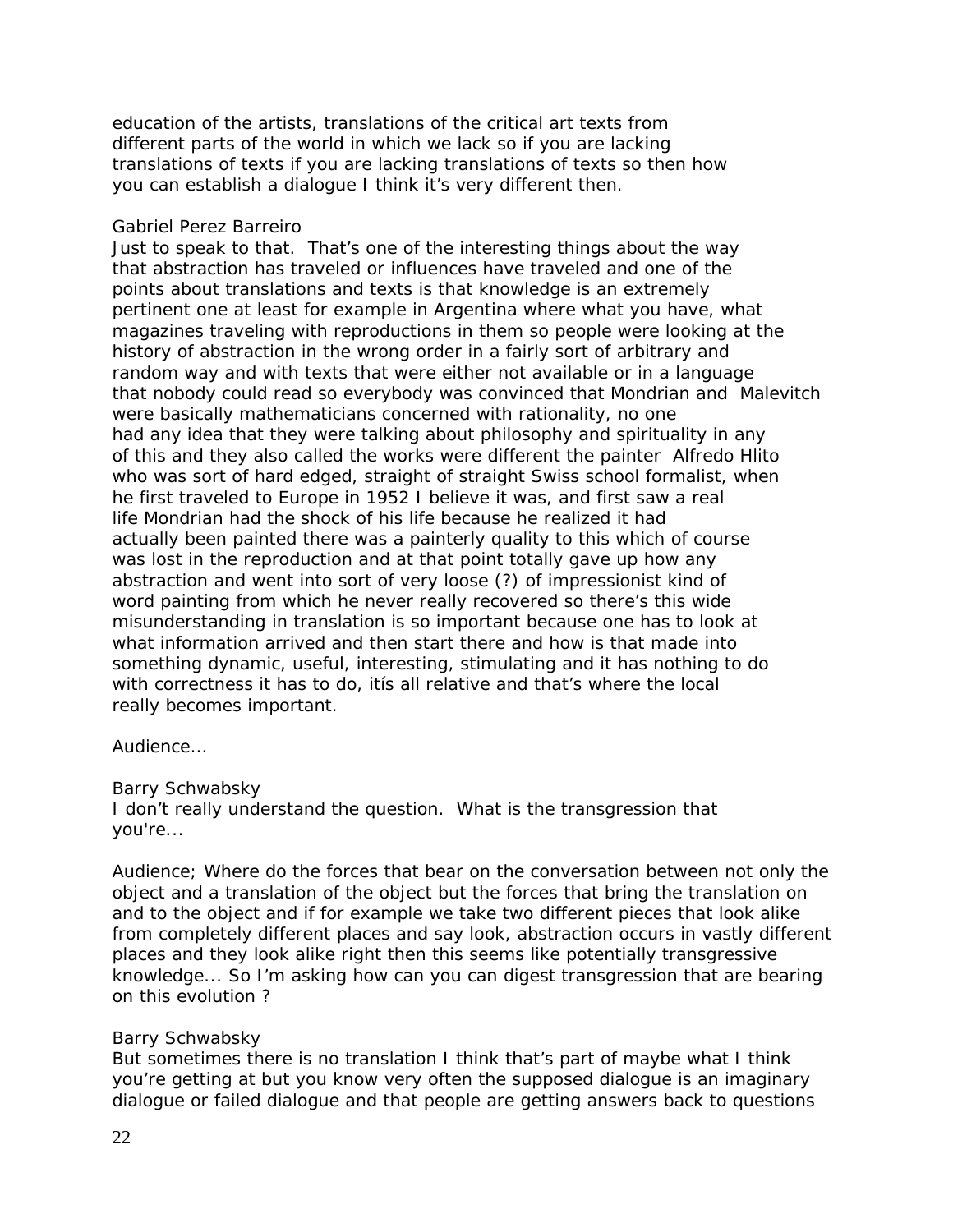education of the artists, translations of the critical art texts from different parts of the world in which we lack so if you are lacking translations of texts if you are lacking translations of texts so then how you can establish a dialogue I think it's very different then.

Gabriel Perez Barreiro
Just to speak to that. That's one of the interesting things about the way that abstraction has traveled or influences have traveled and one of the points about translations and texts is that knowledge is an extremely pertinent one at least for example in Argentina where what you have, what magazines traveling with reproductions in them so people were looking at the history of abstraction in the wrong order in a fairly sort of arbitrary and random way and with texts that were either not available or in a language that nobody could read so everybody was convinced that Mondrian and Malevitch were basically mathematicians concerned with rationality, no one had any idea that they were talking about philosophy and spirituality in any of this and they also called the works were different the painter Alfredo Hlito who was sort of hard edged, straight of straight Swiss school formalist, when he first traveled to Europe in 1952 I believe it was, and first saw a real life Mondrian had the shock of his life because he realized it had actually been painted there was a painterly quality to this which of course was lost in the reproduction and at that point totally gave up how any abstraction and went into sort of very loose (?) of impressionist kind of word painting from which he never really recovered so there's this wide misunderstanding in translation is so important because one has to look at what information arrived and then start there and how is that made into something dynamic, useful, interesting, stimulating and it has nothing to do with correctness it has to do, itís all relative and that's where the local really becomes important.

Audience…

Barry Schwabsky
I don't really understand the question. What is the transgression that you're...

Audience; Where do the forces that bear on the conversation between not only the object and a translation of the object but the forces that bring the translation on and to the object and if for example we take two different pieces that look alike from completely different places and say look, abstraction occurs in vastly different places and they look alike right then this seems like potentially transgressive knowledge... So I'm asking how can you can digest transgression that are bearing on this evolution ?

Barry Schwabsky
But sometimes there is no translation I think that's part of maybe what I think you're getting at but you know very often the supposed dialogue is an imaginary dialogue or failed dialogue and that people are getting answers back to questions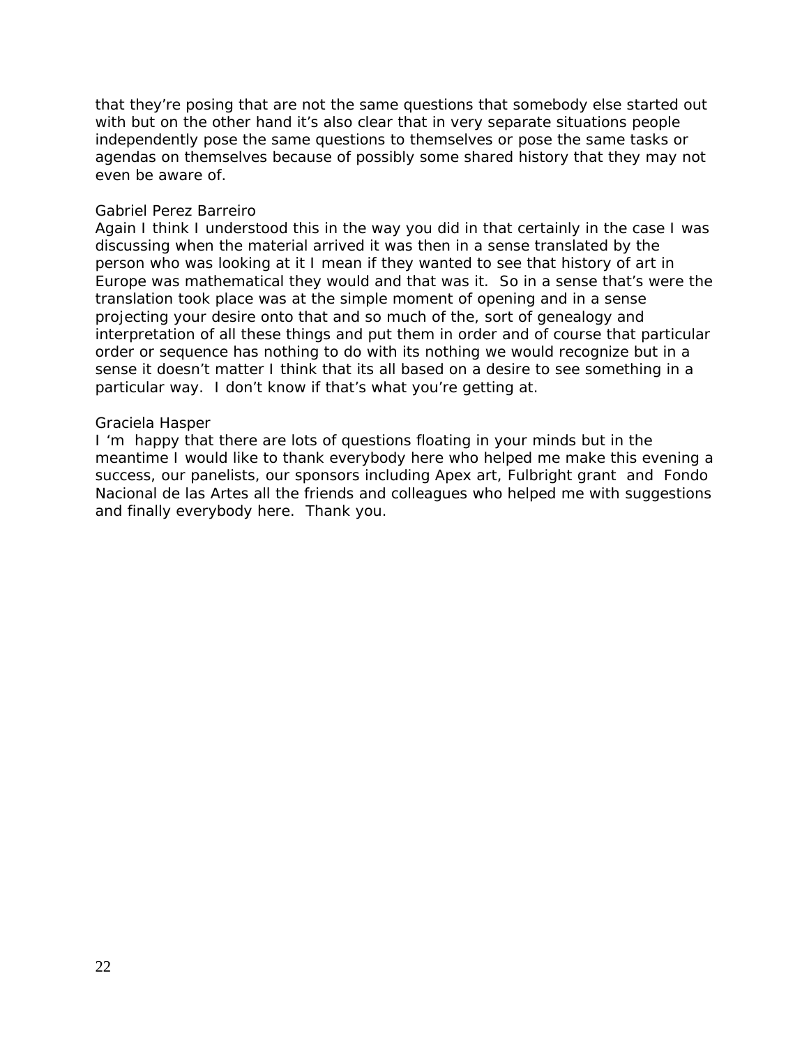that they're posing that are not the same questions that somebody else started out with but on the other hand it's also clear that in very separate situations people independently pose the same questions to themselves or pose the same tasks or agendas on themselves because of possibly some shared history that they may not even be aware of.

Gabriel Perez Barreiro
Again I think I understood this in the way you did in that certainly in the case I was discussing when the material arrived it was then in a sense translated by the person who was looking at it I mean if they wanted to see that history of art in Europe was mathematical they would and that was it.  So in a sense that's were the translation took place was at the simple moment of opening and in a sense projecting your desire onto that and so much of the, sort of genealogy and interpretation of all these things and put them in order and of course that particular order or sequence has nothing to do with its nothing we would recognize but in a sense it doesn't matter I think that its all based on a desire to see something in a particular way.  I don't know if that's what you're getting at.

Graciela Hasper
I 'm  happy that there are lots of questions floating in your minds but in the meantime I would like to thank everybody here who helped me make this evening a success, our panelists, our sponsors including Apex art, Fulbright grant  and  Fondo Nacional de las Artes all the friends and colleagues who helped me with suggestions and finally everybody here.  Thank you.